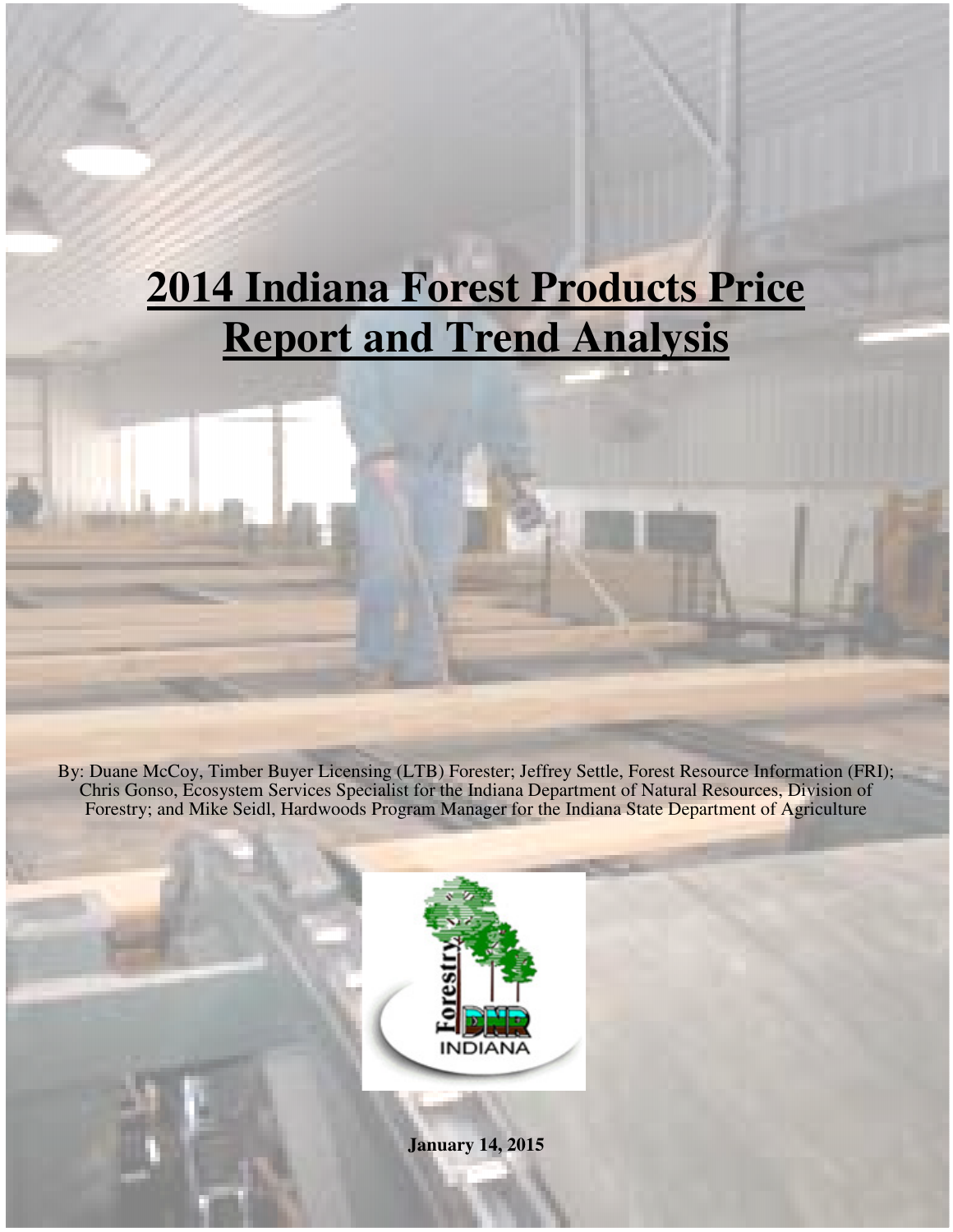# 2014 Indiana Forest Products Price Report and Trend Analysis

By: Duane McCoy, Timber Buyer Licensing (LTB) Forester; Jeffrey Settle, Forest Resource Information (FRI); Chris Gonso, Ecosystem Services Specialist for the Indiana Department of Natural Resources, Division of Forestry; and Mike Seidl, Hardwoods Program Manager for the Indiana State Department of Agriculture

**January 14, 2015**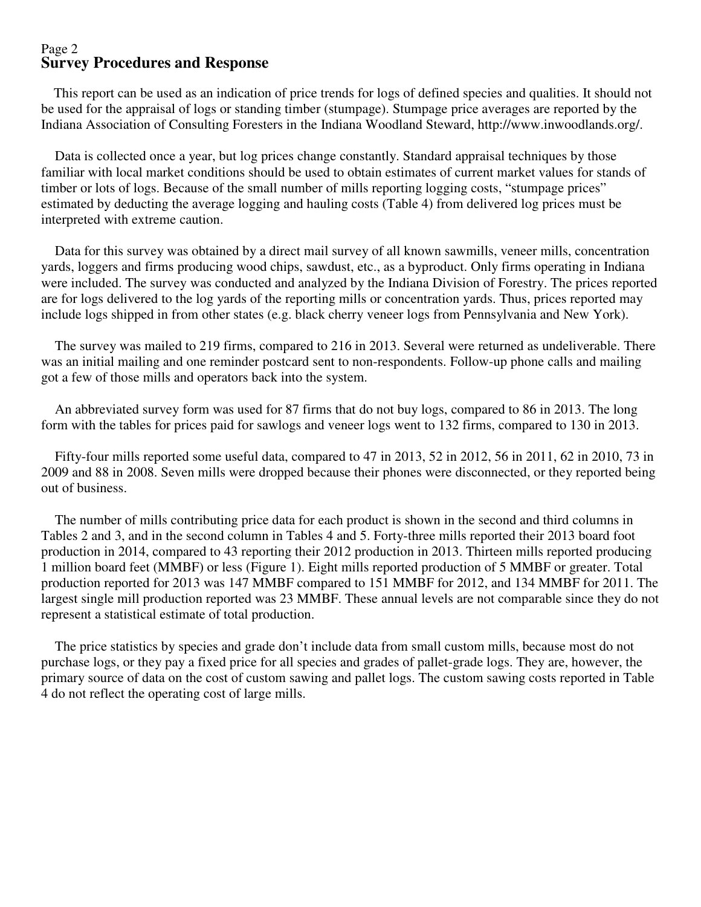## Survey Procedures and Response

This report can be used as an indication of price trends for logs of defined species and qualities. It should not be used for the appraisal of logs or standing timber (stumpage). Stumpage price averages are reported by the Indiana Association of Consulting Foresters in the Indiana Woodland Steward, http://www.inwoodlands.org/.

Data is collected once a year, but log prices change constantly. Standard appraisal techniques by those familiar with local market conditions should be used to obtain estimates of current market values for stands of timber or lots of logs. Because of the small number of mills reporting logging costs, "stumpage prices" estimated by deducting the average logging and hauling costs (Table 4) from delivered log prices must be interpreted with extreme caution.

Data for this survey was obtained by a direct mail survey of all known sawmills, veneer mills, concentration yards, loggers and firms producing wood chips, sawdust, etc., as a byproduct. Only firms operating in Indiana were included. The survey was conducted and analyzed by the Indiana Division of Forestry. The prices reported are for logs delivered to the log yards of the reporting mills or concentration yards. Thus, prices reported may include logs shipped in from other states (e.g. black cherry veneer logs from Pennsylvania and New York).

The survey was mailed to 219 firms, compared to 216 in 2013. Several were returned as undeliverable. There was an initial mailing and one reminder postcard sent to non-respondents. Follow-up phone calls and mailing got a few of those mills and operators back into the system.

An abbreviated survey form was used for 87 firms that do not buy logs, compared to 86 in 2013. The long form with the tables for prices paid for sawlogs and veneer logs went to 132 firms, compared to 130 in 2013.

Fifty-four mills reported some useful data, compared to 47 in 2013, 52 in 2012, 56 in 2011, 62 in 2010, 73 in 2009 and 88 in 2008. Seven mills were dropped because their phones were disconnected, or they reported being out of business.

The number of mills contributing price data for each product is shown in the second and third columns in Tables 2 and 3, and in the second column in Tables 4 and 5. Forty-three mills reported their 2013 board foot production in 2014, compared to 43 reporting their 2012 production in 2013. Thirteen mills reported producing 1 million board feet (MMBF) or less (Figure 1). Eight mills reported production of 5 MMBF or greater. Total production reported for 2013 was 147 MMBF compared to 151 MMBF for 2012, and 134 MMBF for 2011. The largest single mill production reported was 23 MMBF. These annual levels are not comparable since they do not represent a statistical estimate of total production.

The price statistics by species and grade don't include data from small custom mills, because most do not purchase logs, or they pay a fixed price for all species and grades of pallet-grade logs. They are, however, the primary source of data on the cost of custom sawing and pallet logs. The custom sawing costs reported in Table 4 do not reflect the operating cost of large mills.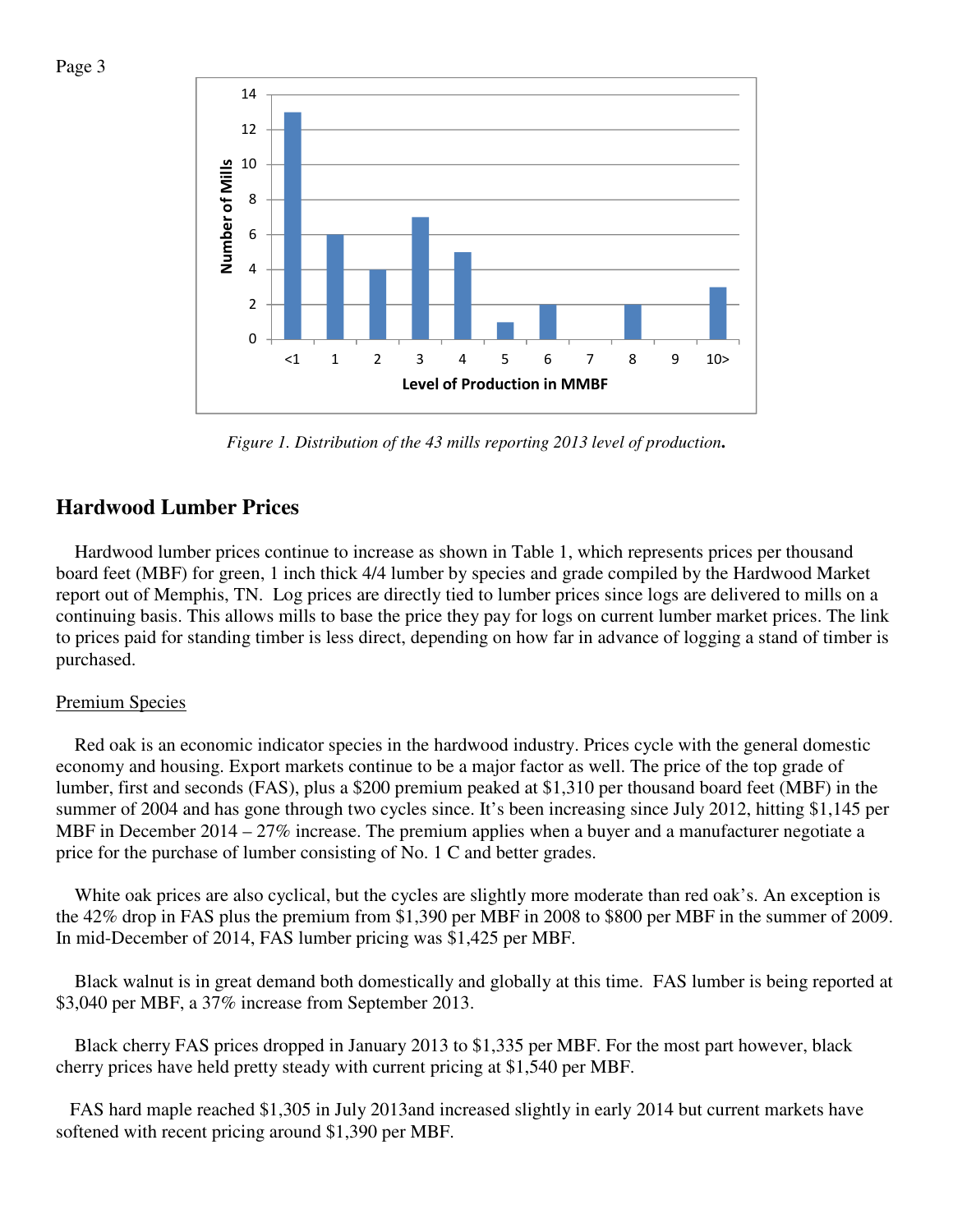*Figure 1. Distribution of the 43 mills reporting 2013 level of production.*

## Hardwood Lumber Prices

Hardwood lumber prices continue to increase as shown in Table 1, which represents prices per thousand board feet (MBF) for green, 1 inch thick 4/4 lumber by species and grade compiled by the Hardwood Market report out of Memphis, TN. Log prices are directly tied to lumber prices since logs are delivered to mills on a continuing basis. This allows mills to base the price they pay for logs on current lumber market prices. The link to prices paid for standing timber is less direct, depending on how far in advance of logging a stand of timber is purchased.

### Premium Species

Red oak is an economic indicator species in the hardwood industry. Prices cycle with the general domestic economy and housing. Export markets continue to be a major factor as well. The price of the top grade of lumber, first and seconds (FAS), plus a $200 premium peaked at $1,310 per thousand board feet (MBF) in the summer of 2004 and has gone through two cycles since. It's been increasing since July 2012, hitting $1,145 per MBF in December 2014 – 27% increase. The premium applies when a buyer and a manufacturer negotiate a price for the purchase of lumber consisting of No. 1 C and better grades.

White oak prices are also cyclical, but the cycles are slightly more moderate than red oak's. An exception is the 42% drop in FAS plus the premium from $1,390 per MBF in 2008 to $800 per MBF in the summer of 2009. In mid-December of 2014, FAS lumber pricing was $1,425 per MBF.

Black walnut is in great demand both domestically and globally at this time. FAS lumber is being reported at $3,040 per MBF, a 37% increase from September 2013.

Black cherry FAS prices dropped in January 2013 to $1,335 per MBF. For the most part however, black cherry prices have held pretty steady with current pricing at $1,540 per MBF.

FAS hard maple reached $1,305 in July 2013and increased slightly in early 2014 but current markets have softened with recent pricing around $1,390 per MBF.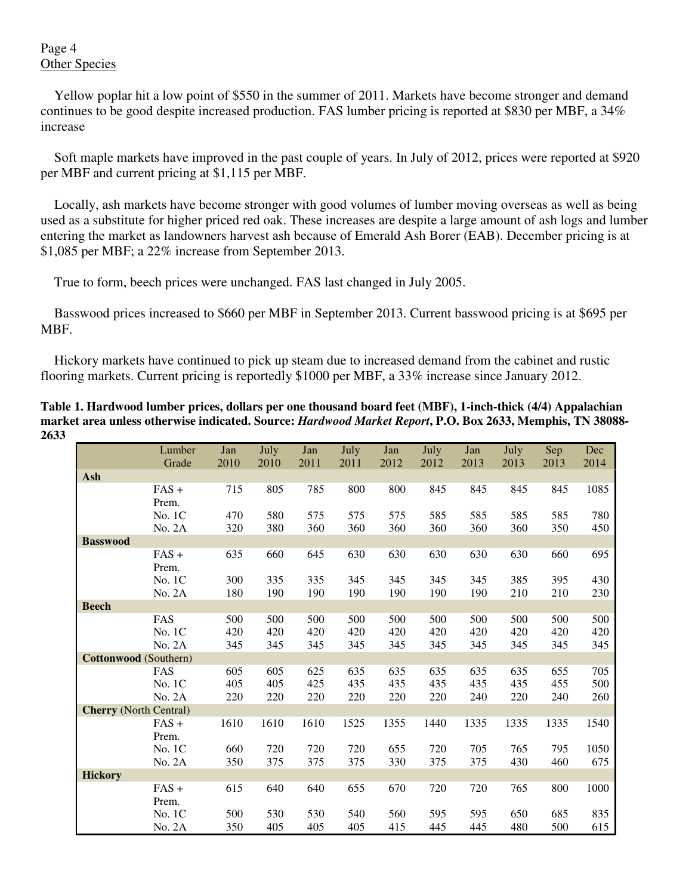## Other Species

Yellow poplar hit a low point of $550 in the summer of 2011. Markets have become stronger and demand continues to be good despite increased production. FAS lumber pricing is reported at $830 per MBF, a 34% increase

Soft maple markets have improved in the past couple of years. In July of 2012, prices were reported at $920 per MBF and current pricing at $1,115 per MBF.

Locally, ash markets have become stronger with good volumes of lumber moving overseas as well as being used as a substitute for higher priced red oak. These increases are despite a large amount of ash logs and lumber entering the market as landowners harvest ash because of Emerald Ash Borer (EAB). December pricing is at $1,085 per MBF; a 22% increase from September 2013.

True to form, beech prices were unchanged. FAS last changed in July 2005.

Basswood prices increased to $660 per MBF in September 2013. Current basswood pricing is at $695 per MBF.

Hickory markets have continued to pick up steam due to increased demand from the cabinet and rustic flooring markets. Current pricing is reportedly $1000 per MBF, a 33% increase since January 2012.

**Table 1. Hardwood lumber prices, dollars per one thousand board feet (MBF), 1-inch-thick (4/4) Appalachian market area unless otherwise indicated. Source: *Hardwood Market Report*, P.O. Box 2633, Memphis, TN 38088-2633**

| | Lumber Grade | Jan 2010 | July 2010 | Jan 2011 | July 2011 | Jan 2012 | July 2012 | Jan 2013 | July 2013 | Sep 2013 | Dec 2014 |
|---|---|---|---|---|---|---|---|---|---|---|---|
| **Ash** | | | | | | | | | | | |
| | FAS + Prem. | 715 | 805 | 785 | 800 | 800 | 845 | 845 | 845 | 845 | 1085 |
| | No. 1C | 470 | 580 | 575 | 575 | 575 | 585 | 585 | 585 | 585 | 780 |
| | No. 2A | 320 | 380 | 360 | 360 | 360 | 360 | 360 | 360 | 350 | 450 |
| **Basswood** | | | | | | | | | | | |
| | FAS + Prem. | 635 | 660 | 645 | 630 | 630 | 630 | 630 | 630 | 660 | 695 |
| | No. 1C | 300 | 335 | 335 | 345 | 345 | 345 | 345 | 385 | 395 | 430 |
| | No. 2A | 180 | 190 | 190 | 190 | 190 | 190 | 190 | 210 | 210 | 230 |
| **Beech** | | | | | | | | | | | |
| | FAS | 500 | 500 | 500 | 500 | 500 | 500 | 500 | 500 | 500 | 500 |
| | No. 1C | 420 | 420 | 420 | 420 | 420 | 420 | 420 | 420 | 420 | 420 |
| | No. 2A | 345 | 345 | 345 | 345 | 345 | 345 | 345 | 345 | 345 | 345 |
| **Cottonwood** (Southern) | | | | | | | | | | | |
| | FAS | 605 | 605 | 625 | 635 | 635 | 635 | 635 | 635 | 655 | 705 |
| | No. 1C | 405 | 405 | 425 | 435 | 435 | 435 | 435 | 435 | 455 | 500 |
| | No. 2A | 220 | 220 | 220 | 220 | 220 | 220 | 240 | 220 | 240 | 260 |
| **Cherry** (North Central) | | | | | | | | | | | |
| | FAS + Prem. | 1610 | 1610 | 1610 | 1525 | 1355 | 1440 | 1335 | 1335 | 1335 | 1540 |
| | No. 1C | 660 | 720 | 720 | 720 | 655 | 720 | 705 | 765 | 795 | 1050 |
| | No. 2A | 350 | 375 | 375 | 375 | 330 | 375 | 375 | 430 | 460 | 675 |
| **Hickory** | | | | | | | | | | | |
| | FAS + Prem. | 615 | 640 | 640 | 655 | 670 | 720 | 720 | 765 | 800 | 1000 |
| | No. 1C | 500 | 530 | 530 | 540 | 560 | 595 | 595 | 650 | 685 | 835 |
| | No. 2A | 350 | 405 | 405 | 405 | 415 | 445 | 445 | 480 | 500 | 615 |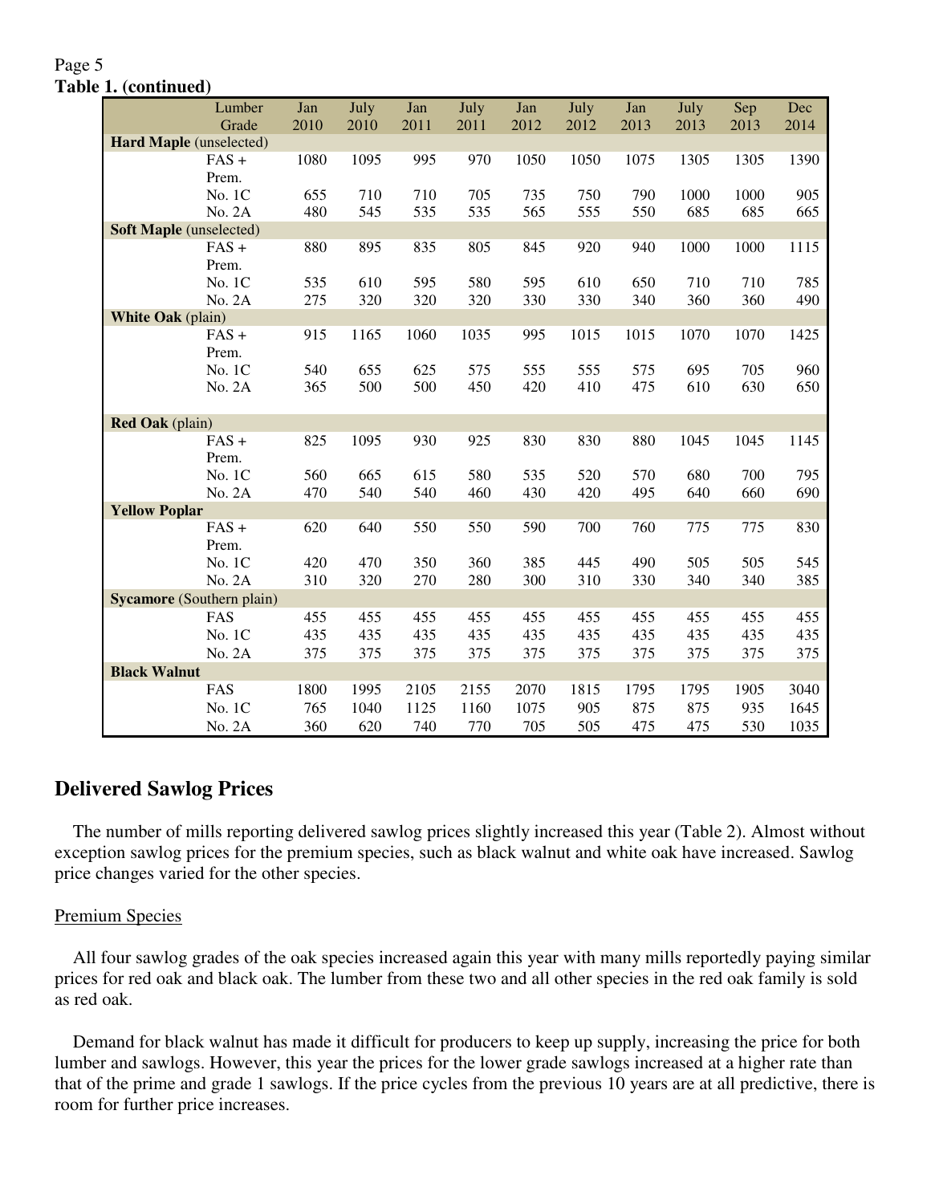**Table 1. (continued)**

| Lumber Grade | Jan 2010 | July 2010 | Jan 2011 | July 2011 | Jan 2012 | July 2012 | Jan 2013 | July 2013 | Sep 2013 | Dec 2014 |
|---|---|---|---|---|---|---|---|---|---|---|
| **Hard Maple** (unselected) | | | | | | | | | | |
| FAS + Prem. | 1080 | 1095 | 995 | 970 | 1050 | 1050 | 1075 | 1305 | 1305 | 1390 |
| No. 1C | 655 | 710 | 710 | 705 | 735 | 750 | 790 | 1000 | 1000 | 905 |
| No. 2A | 480 | 545 | 535 | 535 | 565 | 555 | 550 | 685 | 685 | 665 |
| **Soft Maple** (unselected) | | | | | | | | | | |
| FAS + Prem. | 880 | 895 | 835 | 805 | 845 | 920 | 940 | 1000 | 1000 | 1115 |
| No. 1C | 535 | 610 | 595 | 580 | 595 | 610 | 650 | 710 | 710 | 785 |
| No. 2A | 275 | 320 | 320 | 320 | 330 | 330 | 340 | 360 | 360 | 490 |
| **White Oak** (plain) | | | | | | | | | | |
| FAS + Prem. | 915 | 1165 | 1060 | 1035 | 995 | 1015 | 1015 | 1070 | 1070 | 1425 |
| No. 1C | 540 | 655 | 625 | 575 | 555 | 555 | 575 | 695 | 705 | 960 |
| No. 2A | 365 | 500 | 500 | 450 | 420 | 410 | 475 | 610 | 630 | 650 |
| **Red Oak** (plain) | | | | | | | | | | |
| FAS + Prem. | 825 | 1095 | 930 | 925 | 830 | 830 | 880 | 1045 | 1045 | 1145 |
| No. 1C | 560 | 665 | 615 | 580 | 535 | 520 | 570 | 680 | 700 | 795 |
| No. 2A | 470 | 540 | 540 | 460 | 430 | 420 | 495 | 640 | 660 | 690 |
| **Yellow Poplar** | | | | | | | | | | |
| FAS + Prem. | 620 | 640 | 550 | 550 | 590 | 700 | 760 | 775 | 775 | 830 |
| No. 1C | 420 | 470 | 350 | 360 | 385 | 445 | 490 | 505 | 505 | 545 |
| No. 2A | 310 | 320 | 270 | 280 | 300 | 310 | 330 | 340 | 340 | 385 |
| **Sycamore** (Southern plain) | | | | | | | | | | |
| FAS | 455 | 455 | 455 | 455 | 455 | 455 | 455 | 455 | 455 | 455 |
| No. 1C | 435 | 435 | 435 | 435 | 435 | 435 | 435 | 435 | 435 | 435 |
| No. 2A | 375 | 375 | 375 | 375 | 375 | 375 | 375 | 375 | 375 | 375 |
| **Black Walnut** | | | | | | | | | | |
| FAS | 1800 | 1995 | 2105 | 2155 | 2070 | 1815 | 1795 | 1795 | 1905 | 3040 |
| No. 1C | 765 | 1040 | 1125 | 1160 | 1075 | 905 | 875 | 875 | 935 | 1645 |
| No. 2A | 360 | 620 | 740 | 770 | 705 | 505 | 475 | 475 | 530 | 1035 |

## Delivered Sawlog Prices

The number of mills reporting delivered sawlog prices slightly increased this year (Table 2). Almost without exception sawlog prices for the premium species, such as black walnut and white oak have increased. Sawlog price changes varied for the other species.

### Premium Species

All four sawlog grades of the oak species increased again this year with many mills reportedly paying similar prices for red oak and black oak. The lumber from these two and all other species in the red oak family is sold as red oak.

Demand for black walnut has made it difficult for producers to keep up supply, increasing the price for both lumber and sawlogs. However, this year the prices for the lower grade sawlogs increased at a higher rate than that of the prime and grade 1 sawlogs. If the price cycles from the previous 10 years are at all predictive, there is room for further price increases.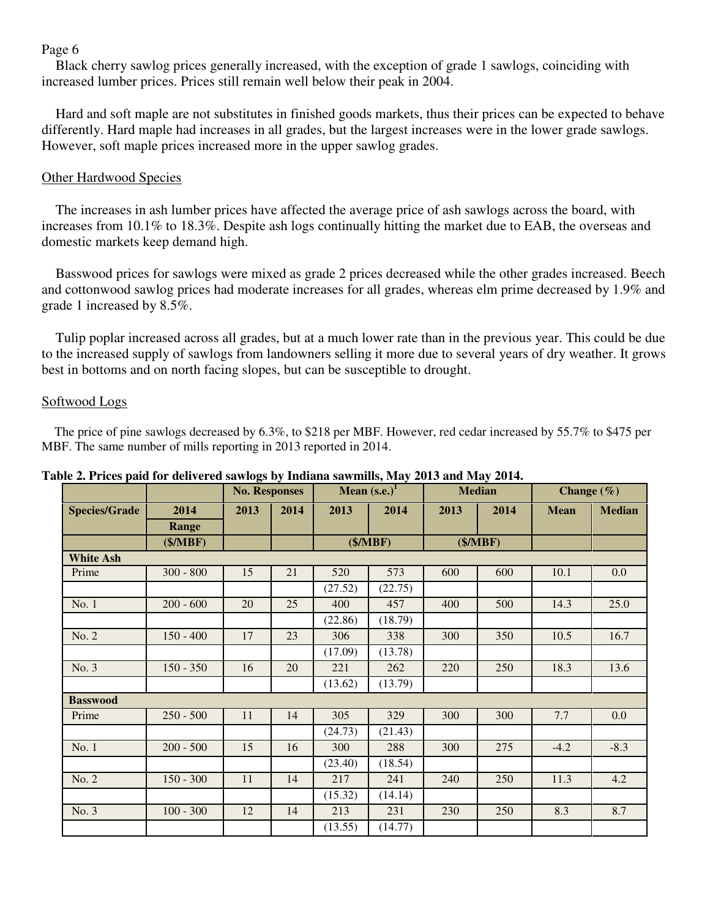Black cherry sawlog prices generally increased, with the exception of grade 1 sawlogs, coinciding with increased lumber prices. Prices still remain well below their peak in 2004.

Hard and soft maple are not substitutes in finished goods markets, thus their prices can be expected to behave differently. Hard maple had increases in all grades, but the largest increases were in the lower grade sawlogs. However, soft maple prices increased more in the upper sawlog grades.

## Other Hardwood Species

The increases in ash lumber prices have affected the average price of ash sawlogs across the board, with increases from 10.1% to 18.3%. Despite ash logs continually hitting the market due to EAB, the overseas and domestic markets keep demand high.

Basswood prices for sawlogs were mixed as grade 2 prices decreased while the other grades increased. Beech and cottonwood sawlog prices had moderate increases for all grades, whereas elm prime decreased by 1.9% and grade 1 increased by 8.5%.

Tulip poplar increased across all grades, but at a much lower rate than in the previous year. This could be due to the increased supply of sawlogs from landowners selling it more due to several years of dry weather. It grows best in bottoms and on north facing slopes, but can be susceptible to drought.

## Softwood Logs

The price of pine sawlogs decreased by 6.3%, to $218 per MBF. However, red cedar increased by 55.7% to $475 per MBF. The same number of mills reporting in 2013 reported in 2014.

**Table 2. Prices paid for delivered sawlogs by Indiana sawmills, May 2013 and May 2014.**

| | | No. Responses | | Mean (s.e.)[1] | | Median | | Change (%) | |
|---|---|---|---|---|---|---|---|---|---|
| Species/Grade | 2014 Range | 2013 | 2014 | 2013 | 2014 | 2013 | 2014 | Mean | Median |
| | ($/MBF) | | | ($/MBF) | | ($/MBF) | | | |
| **White Ash** | | | | | | | | | |
| Prime | 300 - 800 | 15 | 21 | 520 | 573 | 600 | 600 | 10.1 | 0.0 |
| | | | | (27.52) | (22.75) | | | | |
| No. 1 | 200 - 600 | 20 | 25 | 400 | 457 | 400 | 500 | 14.3 | 25.0 |
| | | | | (22.86) | (18.79) | | | | |
| No. 2 | 150 - 400 | 17 | 23 | 306 | 338 | 300 | 350 | 10.5 | 16.7 |
| | | | | (17.09) | (13.78) | | | | |
| No. 3 | 150 - 350 | 16 | 20 | 221 | 262 | 220 | 250 | 18.3 | 13.6 |
| | | | | (13.62) | (13.79) | | | | |
| **Basswood** | | | | | | | | | |
| Prime | 250 - 500 | 11 | 14 | 305 | 329 | 300 | 300 | 7.7 | 0.0 |
| | | | | (24.73) | (21.43) | | | | |
| No. 1 | 200 - 500 | 15 | 16 | 300 | 288 | 300 | 275 | -4.2 | -8.3 |
| | | | | (23.40) | (18.54) | | | | |
| No. 2 | 150 - 300 | 11 | 14 | 217 | 241 | 240 | 250 | 11.3 | 4.2 |
| | | | | (15.32) | (14.14) | | | | |
| No. 3 | 100 - 300 | 12 | 14 | 213 | 231 | 230 | 250 | 8.3 | 8.7 |
| | | | | (13.55) | (14.77) | | | | |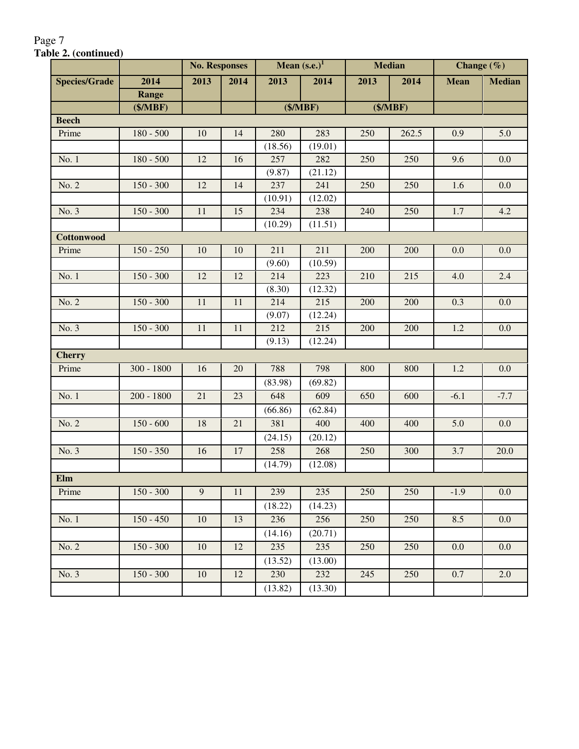**Table 2. (continued)**

| | | No. Responses | | Mean (s.e.)[1] | | Median | | Change (%) | |
|---|---|---|---|---|---|---|---|---|---|
| Species/Grade | 2014 Range | 2013 | 2014 | 2013 | 2014 | 2013 | 2014 | Mean | Median |
| | ($/MBF) | | | ($/MBF) | | ($/MBF) | | | |
| **Beech** | | | | | | | | | |
| Prime | 180 - 500 | 10 | 14 | 280 | 283 | 250 | 262.5 | 0.9 | 5.0 |
| | | | | (18.56) | (19.01) | | | | |
| No. 1 | 180 - 500 | 12 | 16 | 257 | 282 | 250 | 250 | 9.6 | 0.0 |
| | | | | (9.87) | (21.12) | | | | |
| No. 2 | 150 - 300 | 12 | 14 | 237 | 241 | 250 | 250 | 1.6 | 0.0 |
| | | | | (10.91) | (12.02) | | | | |
| No. 3 | 150 - 300 | 11 | 15 | 234 | 238 | 240 | 250 | 1.7 | 4.2 |
| | | | | (10.29) | (11.51) | | | | |
| **Cottonwood** | | | | | | | | | |
| Prime | 150 - 250 | 10 | 10 | 211 | 211 | 200 | 200 | 0.0 | 0.0 |
| | | | | (9.60) | (10.59) | | | | |
| No. 1 | 150 - 300 | 12 | 12 | 214 | 223 | 210 | 215 | 4.0 | 2.4 |
| | | | | (8.30) | (12.32) | | | | |
| No. 2 | 150 - 300 | 11 | 11 | 214 | 215 | 200 | 200 | 0.3 | 0.0 |
| | | | | (9.07) | (12.24) | | | | |
| No. 3 | 150 - 300 | 11 | 11 | 212 | 215 | 200 | 200 | 1.2 | 0.0 |
| | | | | (9.13) | (12.24) | | | | |
| **Cherry** | | | | | | | | | |
| Prime | 300 - 1800 | 16 | 20 | 788 | 798 | 800 | 800 | 1.2 | 0.0 |
| | | | | (83.98) | (69.82) | | | | |
| No. 1 | 200 - 1800 | 21 | 23 | 648 | 609 | 650 | 600 | -6.1 | -7.7 |
| | | | | (66.86) | (62.84) | | | | |
| No. 2 | 150 - 600 | 18 | 21 | 381 | 400 | 400 | 400 | 5.0 | 0.0 |
| | | | | (24.15) | (20.12) | | | | |
| No. 3 | 150 - 350 | 16 | 17 | 258 | 268 | 250 | 300 | 3.7 | 20.0 |
| | | | | (14.79) | (12.08) | | | | |
| **Elm** | | | | | | | | | |
| Prime | 150 - 300 | 9 | 11 | 239 | 235 | 250 | 250 | -1.9 | 0.0 |
| | | | | (18.22) | (14.23) | | | | |
| No. 1 | 150 - 450 | 10 | 13 | 236 | 256 | 250 | 250 | 8.5 | 0.0 |
| | | | | (14.16) | (20.71) | | | | |
| No. 2 | 150 - 300 | 10 | 12 | 235 | 235 | 250 | 250 | 0.0 | 0.0 |
| | | | | (13.52) | (13.00) | | | | |
| No. 3 | 150 - 300 | 10 | 12 | 230 | 232 | 245 | 250 | 0.7 | 2.0 |
| | | | | (13.82) | (13.30) | | | | |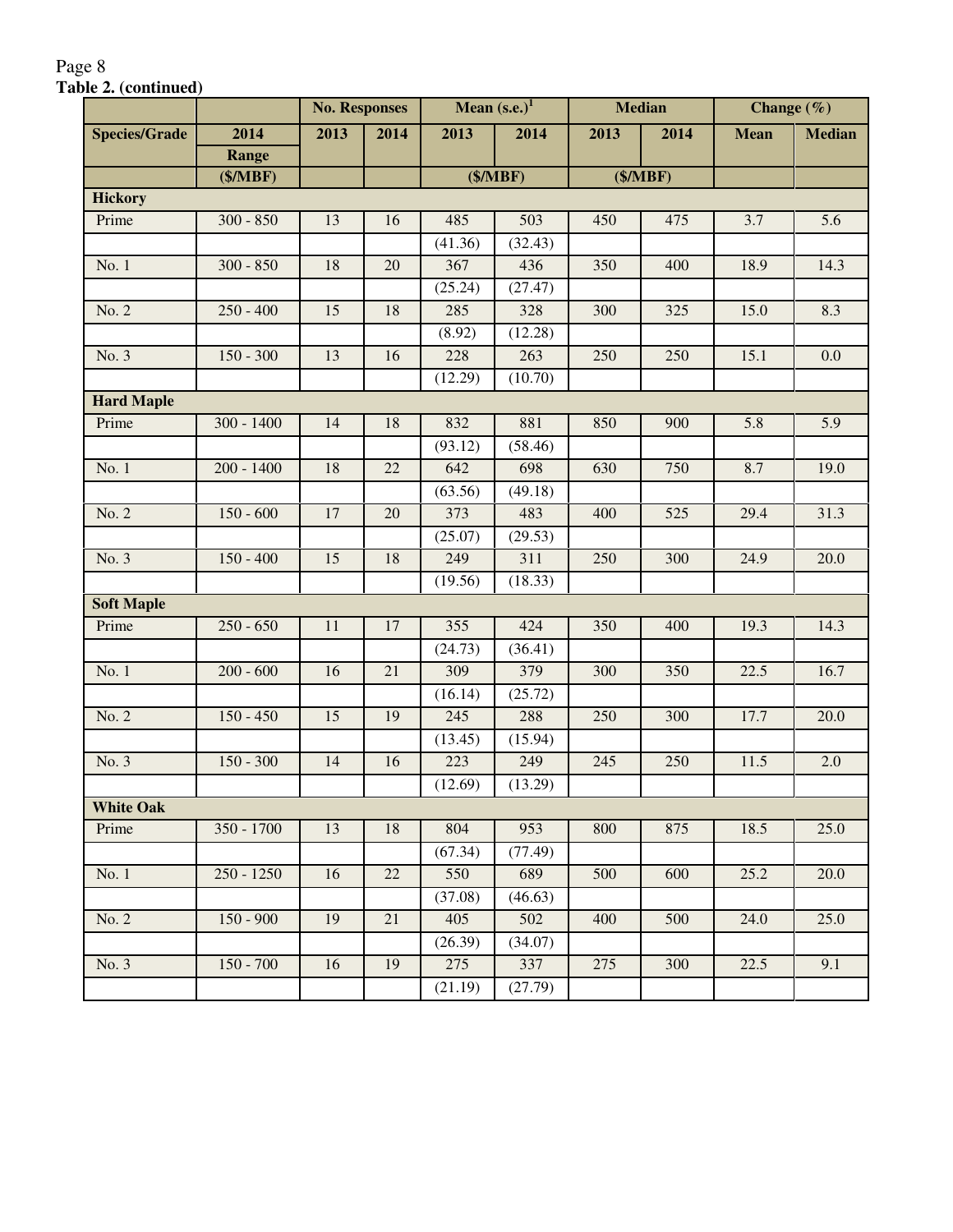**Table 2. (continued)**

| | | No. Responses | | Mean (s.e.)[1] | | Median | | Change (%) | |
|---|---|---|---|---|---|---|---|---|---|
| Species/Grade | 2014 Range | 2013 | 2014 | 2013 | 2014 | 2013 | 2014 | Mean | Median |
| | ($/MBF) | | | ($/MBF) | | ($/MBF) | | | |
| **Hickory** | | | | | | | | | |
| Prime | 300 - 850 | 13 | 16 | 485 | 503 | 450 | 475 | 3.7 | 5.6 |
| | | | | (41.36) | (32.43) | | | | |
| No. 1 | 300 - 850 | 18 | 20 | 367 | 436 | 350 | 400 | 18.9 | 14.3 |
| | | | | (25.24) | (27.47) | | | | |
| No. 2 | 250 - 400 | 15 | 18 | 285 | 328 | 300 | 325 | 15.0 | 8.3 |
| | | | | (8.92) | (12.28) | | | | |
| No. 3 | 150 - 300 | 13 | 16 | 228 | 263 | 250 | 250 | 15.1 | 0.0 |
| | | | | (12.29) | (10.70) | | | | |
| **Hard Maple** | | | | | | | | | |
| Prime | 300 - 1400 | 14 | 18 | 832 | 881 | 850 | 900 | 5.8 | 5.9 |
| | | | | (93.12) | (58.46) | | | | |
| No. 1 | 200 - 1400 | 18 | 22 | 642 | 698 | 630 | 750 | 8.7 | 19.0 |
| | | | | (63.56) | (49.18) | | | | |
| No. 2 | 150 - 600 | 17 | 20 | 373 | 483 | 400 | 525 | 29.4 | 31.3 |
| | | | | (25.07) | (29.53) | | | | |
| No. 3 | 150 - 400 | 15 | 18 | 249 | 311 | 250 | 300 | 24.9 | 20.0 |
| | | | | (19.56) | (18.33) | | | | |
| **Soft Maple** | | | | | | | | | |
| Prime | 250 - 650 | 11 | 17 | 355 | 424 | 350 | 400 | 19.3 | 14.3 |
| | | | | (24.73) | (36.41) | | | | |
| No. 1 | 200 - 600 | 16 | 21 | 309 | 379 | 300 | 350 | 22.5 | 16.7 |
| | | | | (16.14) | (25.72) | | | | |
| No. 2 | 150 - 450 | 15 | 19 | 245 | 288 | 250 | 300 | 17.7 | 20.0 |
| | | | | (13.45) | (15.94) | | | | |
| No. 3 | 150 - 300 | 14 | 16 | 223 | 249 | 245 | 250 | 11.5 | 2.0 |
| | | | | (12.69) | (13.29) | | | | |
| **White Oak** | | | | | | | | | |
| Prime | 350 - 1700 | 13 | 18 | 804 | 953 | 800 | 875 | 18.5 | 25.0 |
| | | | | (67.34) | (77.49) | | | | |
| No. 1 | 250 - 1250 | 16 | 22 | 550 | 689 | 500 | 600 | 25.2 | 20.0 |
| | | | | (37.08) | (46.63) | | | | |
| No. 2 | 150 - 900 | 19 | 21 | 405 | 502 | 400 | 500 | 24.0 | 25.0 |
| | | | | (26.39) | (34.07) | | | | |
| No. 3 | 150 - 700 | 16 | 19 | 275 | 337 | 275 | 300 | 22.5 | 9.1 |
| | | | | (21.19) | (27.79) | | | | |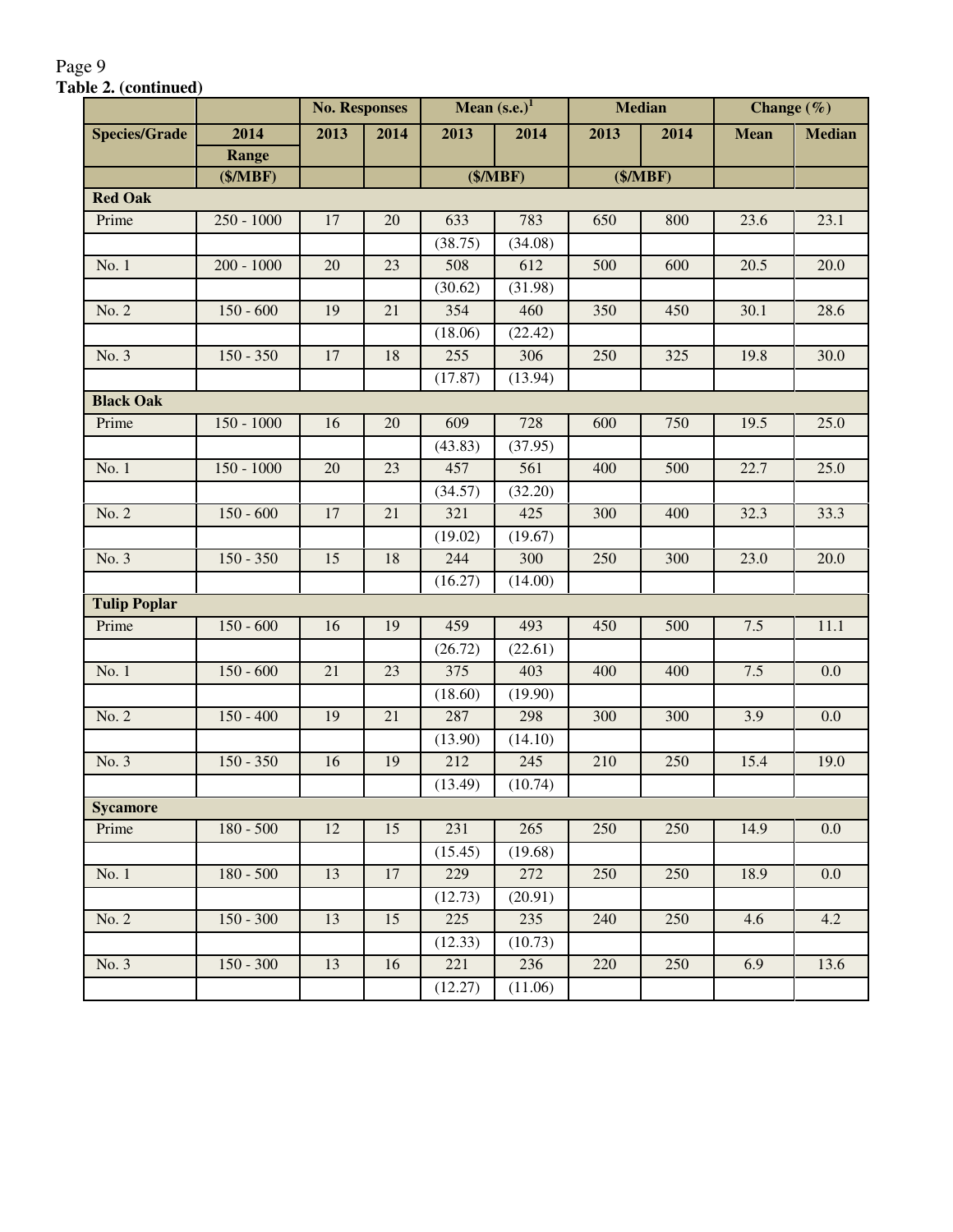**Table 2. (continued)**

| | | No. Responses | | Mean (s.e.)[1] | | Median | | Change (%) | |
|---|---|---|---|---|---|---|---|---|---|
| Species/Grade | 2014 Range | 2013 | 2014 | 2013 | 2014 | 2013 | 2014 | Mean | Median |
| | ($/MBF) | | | ($/MBF) | | ($/MBF) | | | |
| **Red Oak** | | | | | | | | | |
| Prime | 250 - 1000 | 17 | 20 | 633 | 783 | 650 | 800 | 23.6 | 23.1 |
| | | | | (38.75) | (34.08) | | | | |
| No. 1 | 200 - 1000 | 20 | 23 | 508 | 612 | 500 | 600 | 20.5 | 20.0 |
| | | | | (30.62) | (31.98) | | | | |
| No. 2 | 150 - 600 | 19 | 21 | 354 | 460 | 350 | 450 | 30.1 | 28.6 |
| | | | | (18.06) | (22.42) | | | | |
| No. 3 | 150 - 350 | 17 | 18 | 255 | 306 | 250 | 325 | 19.8 | 30.0 |
| | | | | (17.87) | (13.94) | | | | |
| **Black Oak** | | | | | | | | | |
| Prime | 150 - 1000 | 16 | 20 | 609 | 728 | 600 | 750 | 19.5 | 25.0 |
| | | | | (43.83) | (37.95) | | | | |
| No. 1 | 150 - 1000 | 20 | 23 | 457 | 561 | 400 | 500 | 22.7 | 25.0 |
| | | | | (34.57) | (32.20) | | | | |
| No. 2 | 150 - 600 | 17 | 21 | 321 | 425 | 300 | 400 | 32.3 | 33.3 |
| | | | | (19.02) | (19.67) | | | | |
| No. 3 | 150 - 350 | 15 | 18 | 244 | 300 | 250 | 300 | 23.0 | 20.0 |
| | | | | (16.27) | (14.00) | | | | |
| **Tulip Poplar** | | | | | | | | | |
| Prime | 150 - 600 | 16 | 19 | 459 | 493 | 450 | 500 | 7.5 | 11.1 |
| | | | | (26.72) | (22.61) | | | | |
| No. 1 | 150 - 600 | 21 | 23 | 375 | 403 | 400 | 400 | 7.5 | 0.0 |
| | | | | (18.60) | (19.90) | | | | |
| No. 2 | 150 - 400 | 19 | 21 | 287 | 298 | 300 | 300 | 3.9 | 0.0 |
| | | | | (13.90) | (14.10) | | | | |
| No. 3 | 150 - 350 | 16 | 19 | 212 | 245 | 210 | 250 | 15.4 | 19.0 |
| | | | | (13.49) | (10.74) | | | | |
| **Sycamore** | | | | | | | | | |
| Prime | 180 - 500 | 12 | 15 | 231 | 265 | 250 | 250 | 14.9 | 0.0 |
| | | | | (15.45) | (19.68) | | | | |
| No. 1 | 180 - 500 | 13 | 17 | 229 | 272 | 250 | 250 | 18.9 | 0.0 |
| | | | | (12.73) | (20.91) | | | | |
| No. 2 | 150 - 300 | 13 | 15 | 225 | 235 | 240 | 250 | 4.6 | 4.2 |
| | | | | (12.33) | (10.73) | | | | |
| No. 3 | 150 - 300 | 13 | 16 | 221 | 236 | 220 | 250 | 6.9 | 13.6 |
| | | | | (12.27) | (11.06) | | | | |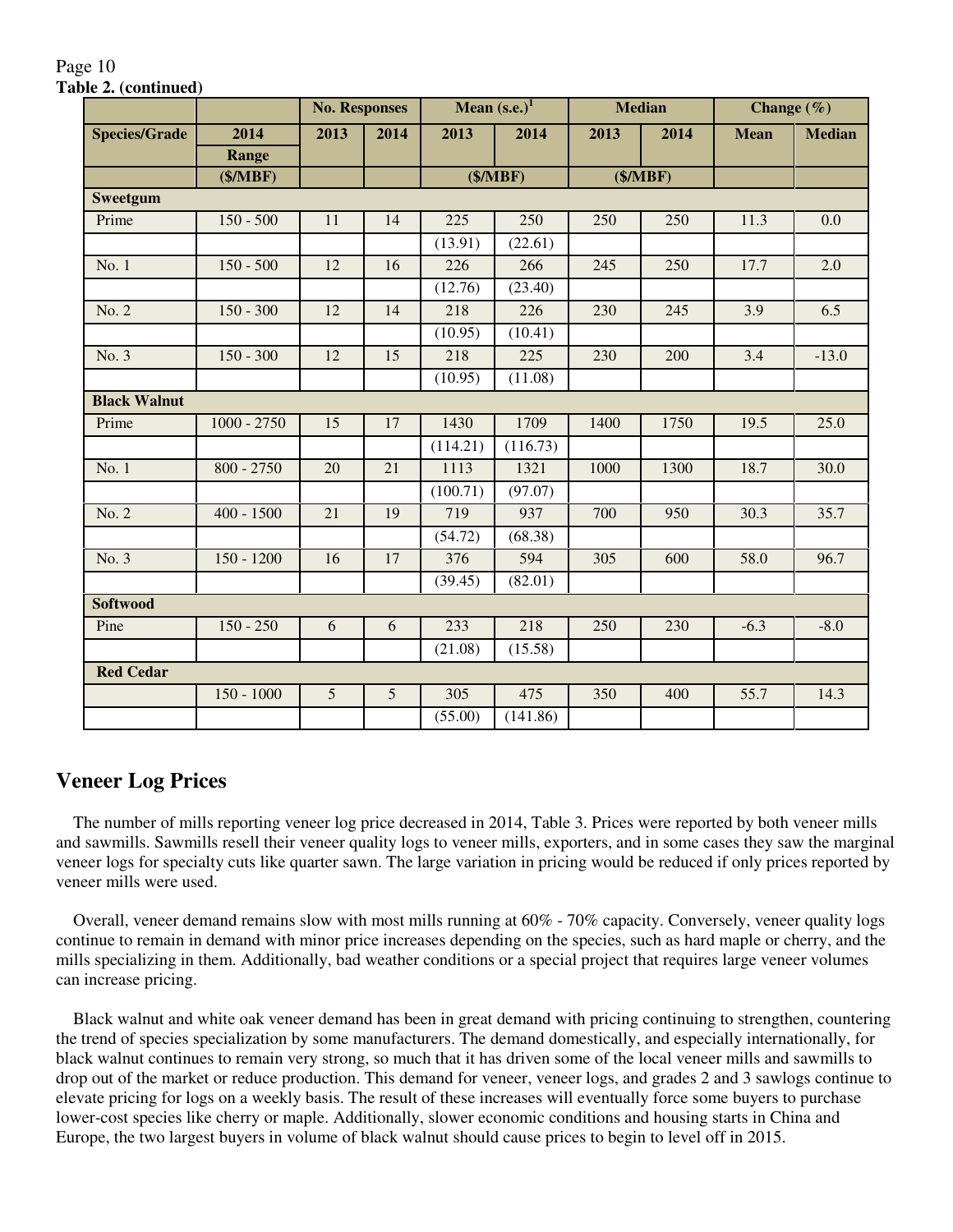**Table 2. (continued)**

| | | No. Responses | | Mean (s.e.)[1] | | Median | | Change (%) | |
|---|---|---|---|---|---|---|---|---|---|
| Species/Grade | 2014 Range | 2013 | 2014 | 2013 | 2014 | 2013 | 2014 | Mean | Median |
| | ($/MBF) | | | ($/MBF) | | ($/MBF) | | | |
| **Sweetgum** | | | | | | | | | |
| Prime | 150 - 500 | 11 | 14 | 225 | 250 | 250 | 250 | 11.3 | 0.0 |
| | | | | (13.91) | (22.61) | | | | |
| No. 1 | 150 - 500 | 12 | 16 | 226 | 266 | 245 | 250 | 17.7 | 2.0 |
| | | | | (12.76) | (23.40) | | | | |
| No. 2 | 150 - 300 | 12 | 14 | 218 | 226 | 230 | 245 | 3.9 | 6.5 |
| | | | | (10.95) | (10.41) | | | | |
| No. 3 | 150 - 300 | 12 | 15 | 218 | 225 | 230 | 200 | 3.4 | -13.0 |
| | | | | (10.95) | (11.08) | | | | |
| **Black Walnut** | | | | | | | | | |
| Prime | 1000 - 2750 | 15 | 17 | 1430 | 1709 | 1400 | 1750 | 19.5 | 25.0 |
| | | | | (114.21) | (116.73) | | | | |
| No. 1 | 800 - 2750 | 20 | 21 | 1113 | 1321 | 1000 | 1300 | 18.7 | 30.0 |
| | | | | (100.71) | (97.07) | | | | |
| No. 2 | 400 - 1500 | 21 | 19 | 719 | 937 | 700 | 950 | 30.3 | 35.7 |
| | | | | (54.72) | (68.38) | | | | |
| No. 3 | 150 - 1200 | 16 | 17 | 376 | 594 | 305 | 600 | 58.0 | 96.7 |
| | | | | (39.45) | (82.01) | | | | |
| **Softwood** | | | | | | | | | |
| Pine | 150 - 250 | 6 | 6 | 233 | 218 | 250 | 230 | -6.3 | -8.0 |
| | | | | (21.08) | (15.58) | | | | |
| **Red Cedar** | | | | | | | | | |
| | 150 - 1000 | 5 | 5 | 305 | 475 | 350 | 400 | 55.7 | 14.3 |
| | | | | (55.00) | (141.86) | | | | |

## Veneer Log Prices

The number of mills reporting veneer log price decreased in 2014, Table 3. Prices were reported by both veneer mills and sawmills. Sawmills resell their veneer quality logs to veneer mills, exporters, and in some cases they saw the marginal veneer logs for specialty cuts like quarter sawn. The large variation in pricing would be reduced if only prices reported by veneer mills were used.

Overall, veneer demand remains slow with most mills running at 60% - 70% capacity. Conversely, veneer quality logs continue to remain in demand with minor price increases depending on the species, such as hard maple or cherry, and the mills specializing in them. Additionally, bad weather conditions or a special project that requires large veneer volumes can increase pricing.

Black walnut and white oak veneer demand has been in great demand with pricing continuing to strengthen, countering the trend of species specialization by some manufacturers. The demand domestically, and especially internationally, for black walnut continues to remain very strong, so much that it has driven some of the local veneer mills and sawmills to drop out of the market or reduce production. This demand for veneer, veneer logs, and grades 2 and 3 sawlogs continue to elevate pricing for logs on a weekly basis. The result of these increases will eventually force some buyers to purchase lower-cost species like cherry or maple. Additionally, slower economic conditions and housing starts in China and Europe, the two largest buyers in volume of black walnut should cause prices to begin to level off in 2015.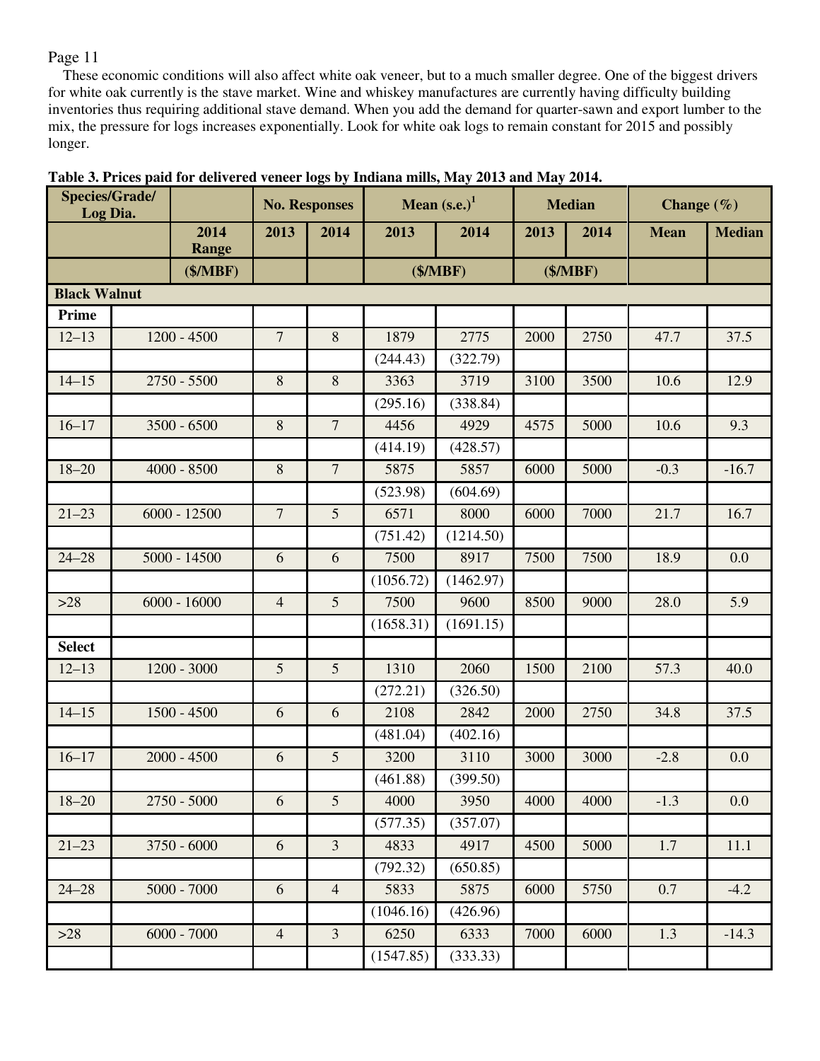These economic conditions will also affect white oak veneer, but to a much smaller degree. One of the biggest drivers for white oak currently is the stave market. Wine and whiskey manufactures are currently having difficulty building inventories thus requiring additional stave demand. When you add the demand for quarter-sawn and export lumber to the mix, the pressure for logs increases exponentially. Look for white oak logs to remain constant for 2015 and possibly longer.

**Table 3. Prices paid for delivered veneer logs by Indiana mills, May 2013 and May 2014.**

| Species/Grade/ Log Dia. | | No. Responses | | Mean (s.e.)[1] | | Median | | Change (%) | |
|---|---|---|---|---|---|---|---|---|---|
| | 2014 Range | 2013 | 2014 | 2013 | 2014 | 2013 | 2014 | Mean | Median |
| | ($/MBF) | | | ($/MBF) | | ($/MBF) | | | |
| **Black Walnut** | | | | | | | | | |
| **Prime** | | | | | | | | | |
| 12–13 | 1200 - 4500 | 7 | 8 | 1879 | 2775 | 2000 | 2750 | 47.7 | 37.5 |
| | | | | (244.43) | (322.79) | | | | |
| 14–15 | 2750 - 5500 | 8 | 8 | 3363 | 3719 | 3100 | 3500 | 10.6 | 12.9 |
| | | | | (295.16) | (338.84) | | | | |
| 16–17 | 3500 - 6500 | 8 | 7 | 4456 | 4929 | 4575 | 5000 | 10.6 | 9.3 |
| | | | | (414.19) | (428.57) | | | | |
| 18–20 | 4000 - 8500 | 8 | 7 | 5875 | 5857 | 6000 | 5000 | -0.3 | -16.7 |
| | | | | (523.98) | (604.69) | | | | |
| 21–23 | 6000 - 12500 | 7 | 5 | 6571 | 8000 | 6000 | 7000 | 21.7 | 16.7 |
| | | | | (751.42) | (1214.50) | | | | |
| 24–28 | 5000 - 14500 | 6 | 6 | 7500 | 8917 | 7500 | 7500 | 18.9 | 0.0 |
| | | | | (1056.72) | (1462.97) | | | | |
| >28 | 6000 - 16000 | 4 | 5 | 7500 | 9600 | 8500 | 9000 | 28.0 | 5.9 |
| | | | | (1658.31) | (1691.15) | | | | |
| **Select** | | | | | | | | | |
| 12–13 | 1200 - 3000 | 5 | 5 | 1310 | 2060 | 1500 | 2100 | 57.3 | 40.0 |
| | | | | (272.21) | (326.50) | | | | |
| 14–15 | 1500 - 4500 | 6 | 6 | 2108 | 2842 | 2000 | 2750 | 34.8 | 37.5 |
| | | | | (481.04) | (402.16) | | | | |
| 16–17 | 2000 - 4500 | 6 | 5 | 3200 | 3110 | 3000 | 3000 | -2.8 | 0.0 |
| | | | | (461.88) | (399.50) | | | | |
| 18–20 | 2750 - 5000 | 6 | 5 | 4000 | 3950 | 4000 | 4000 | -1.3 | 0.0 |
| | | | | (577.35) | (357.07) | | | | |
| 21–23 | 3750 - 6000 | 6 | 3 | 4833 | 4917 | 4500 | 5000 | 1.7 | 11.1 |
| | | | | (792.32) | (650.85) | | | | |
| 24–28 | 5000 - 7000 | 6 | 4 | 5833 | 5875 | 6000 | 5750 | 0.7 | -4.2 |
| | | | | (1046.16) | (426.96) | | | | |
| >28 | 6000 - 7000 | 4 | 3 | 6250 | 6333 | 7000 | 6000 | 1.3 | -14.3 |
| | | | | (1547.85) | (333.33) | | | | |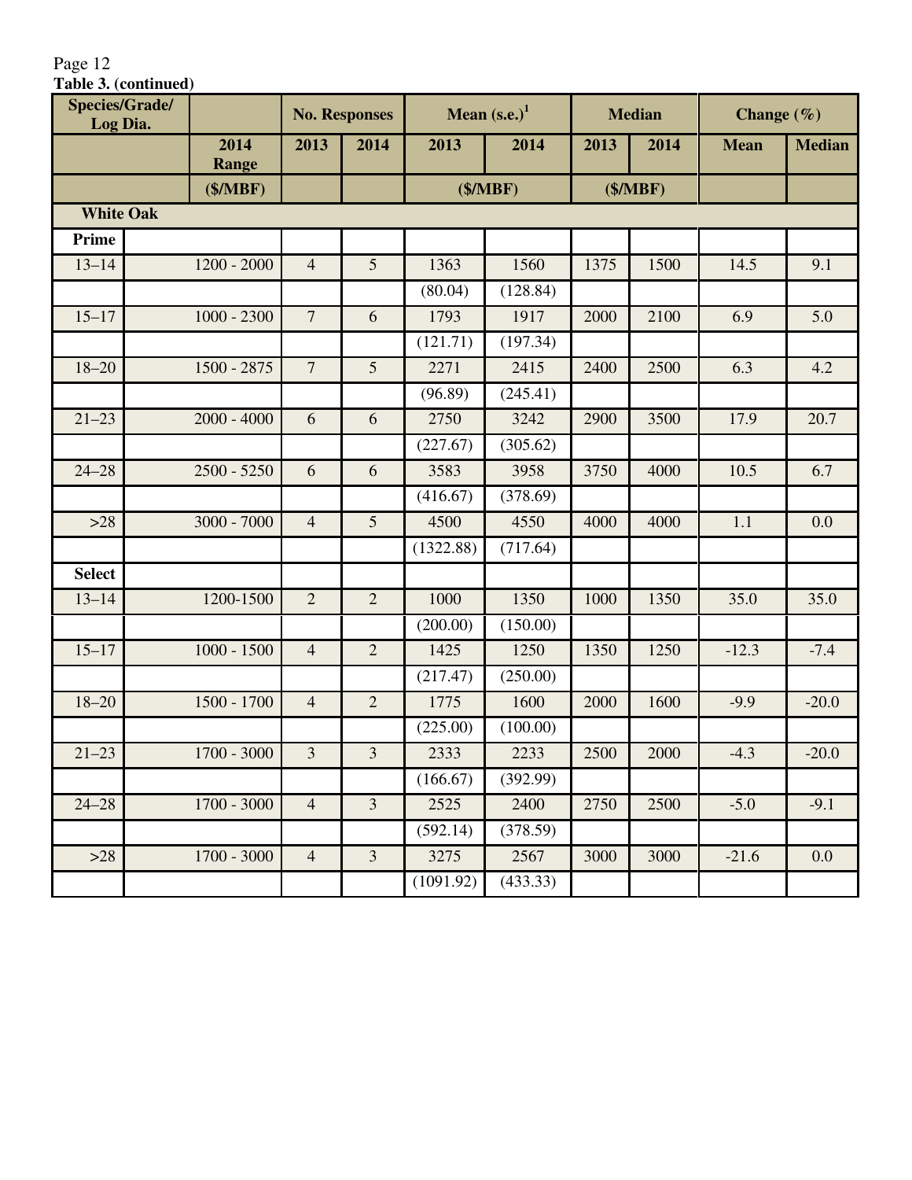**Table 3. (continued)**

| Species/Grade/ Log Dia. | 2014 Range | No. Responses | | Mean (s.e.)[1] | | Median | | Change (%) | |
|---|---|---|---|---|---|---|---|---|---|
| | | 2013 | 2014 | 2013 | 2014 | 2013 | 2014 | Mean | Median |
| | ($/MBF) | | | ($/MBF) | | ($/MBF) | | | |
| **White Oak** | | | | | | | | | |
| **Prime** | | | | | | | | | |
| 13–14 | 1200 - 2000 | 4 | 5 | 1363 | 1560 | 1375 | 1500 | 14.5 | 9.1 |
| | | | | (80.04) | (128.84) | | | | |
| 15–17 | 1000 - 2300 | 7 | 6 | 1793 | 1917 | 2000 | 2100 | 6.9 | 5.0 |
| | | | | (121.71) | (197.34) | | | | |
| 18–20 | 1500 - 2875 | 7 | 5 | 2271 | 2415 | 2400 | 2500 | 6.3 | 4.2 |
| | | | | (96.89) | (245.41) | | | | |
| 21–23 | 2000 - 4000 | 6 | 6 | 2750 | 3242 | 2900 | 3500 | 17.9 | 20.7 |
| | | | | (227.67) | (305.62) | | | | |
| 24–28 | 2500 - 5250 | 6 | 6 | 3583 | 3958 | 3750 | 4000 | 10.5 | 6.7 |
| | | | | (416.67) | (378.69) | | | | |
| >28 | 3000 - 7000 | 4 | 5 | 4500 | 4550 | 4000 | 4000 | 1.1 | 0.0 |
| | | | | (1322.88) | (717.64) | | | | |
| **Select** | | | | | | | | | |
| 13–14 | 1200-1500 | 2 | 2 | 1000 | 1350 | 1000 | 1350 | 35.0 | 35.0 |
| | | | | (200.00) | (150.00) | | | | |
| 15–17 | 1000 - 1500 | 4 | 2 | 1425 | 1250 | 1350 | 1250 | -12.3 | -7.4 |
| | | | | (217.47) | (250.00) | | | | |
| 18–20 | 1500 - 1700 | 4 | 2 | 1775 | 1600 | 2000 | 1600 | -9.9 | -20.0 |
| | | | | (225.00) | (100.00) | | | | |
| 21–23 | 1700 - 3000 | 3 | 3 | 2333 | 2233 | 2500 | 2000 | -4.3 | -20.0 |
| | | | | (166.67) | (392.99) | | | | |
| 24–28 | 1700 - 3000 | 4 | 3 | 2525 | 2400 | 2750 | 2500 | -5.0 | -9.1 |
| | | | | (592.14) | (378.59) | | | | |
| >28 | 1700 - 3000 | 4 | 3 | 3275 | 2567 | 3000 | 3000 | -21.6 | 0.0 |
| | | | | (1091.92) | (433.33) | | | | |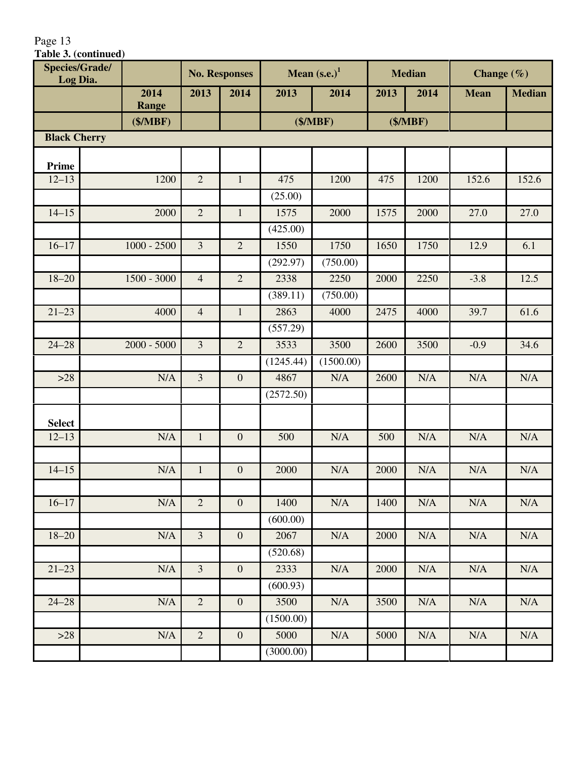**Table 3. (continued)**

| Species/Grade/ Log Dia. | | No. Responses | | Mean (s.e.)[1] | | Median | | Change (%) | |
|---|---|---|---|---|---|---|---|---|---|
| | 2014 Range | 2013 | 2014 | 2013 | 2014 | 2013 | 2014 | Mean | Median |
| | ($/MBF) | | | ($/MBF) | | ($/MBF) | | | |
| **Black Cherry** | | | | | | | | | |
| **Prime** | | | | | | | | | |
| 12–13 | 1200 | 2 | 1 | 475 | 1200 | 475 | 1200 | 152.6 | 152.6 |
| | | | | (25.00) | | | | | |
| 14–15 | 2000 | 2 | 1 | 1575 | 2000 | 1575 | 2000 | 27.0 | 27.0 |
| | | | | (425.00) | | | | | |
| 16–17 | 1000 - 2500 | 3 | 2 | 1550 | 1750 | 1650 | 1750 | 12.9 | 6.1 |
| | | | | (292.97) | (750.00) | | | | |
| 18–20 | 1500 - 3000 | 4 | 2 | 2338 | 2250 | 2000 | 2250 | -3.8 | 12.5 |
| | | | | (389.11) | (750.00) | | | | |
| 21–23 | 4000 | 4 | 1 | 2863 | 4000 | 2475 | 4000 | 39.7 | 61.6 |
| | | | | (557.29) | | | | | |
| 24–28 | 2000 - 5000 | 3 | 2 | 3533 | 3500 | 2600 | 3500 | -0.9 | 34.6 |
| | | | | (1245.44) | (1500.00) | | | | |
| >28 | N/A | 3 | 0 | 4867 | N/A | 2600 | N/A | N/A | N/A |
| | | | | (2572.50) | | | | | |
| **Select** | | | | | | | | | |
| 12–13 | N/A | 1 | 0 | 500 | N/A | 500 | N/A | N/A | N/A |
| | | | | | | | | | |
| 14–15 | N/A | 1 | 0 | 2000 | N/A | 2000 | N/A | N/A | N/A |
| | | | | | | | | | |
| 16–17 | N/A | 2 | 0 | 1400 | N/A | 1400 | N/A | N/A | N/A |
| | | | | (600.00) | | | | | |
| 18–20 | N/A | 3 | 0 | 2067 | N/A | 2000 | N/A | N/A | N/A |
| | | | | (520.68) | | | | | |
| 21–23 | N/A | 3 | 0 | 2333 | N/A | 2000 | N/A | N/A | N/A |
| | | | | (600.93) | | | | | |
| 24–28 | N/A | 2 | 0 | 3500 | N/A | 3500 | N/A | N/A | N/A |
| | | | | (1500.00) | | | | | |
| >28 | N/A | 2 | 0 | 5000 | N/A | 5000 | N/A | N/A | N/A |
| | | | | (3000.00) | | | | | |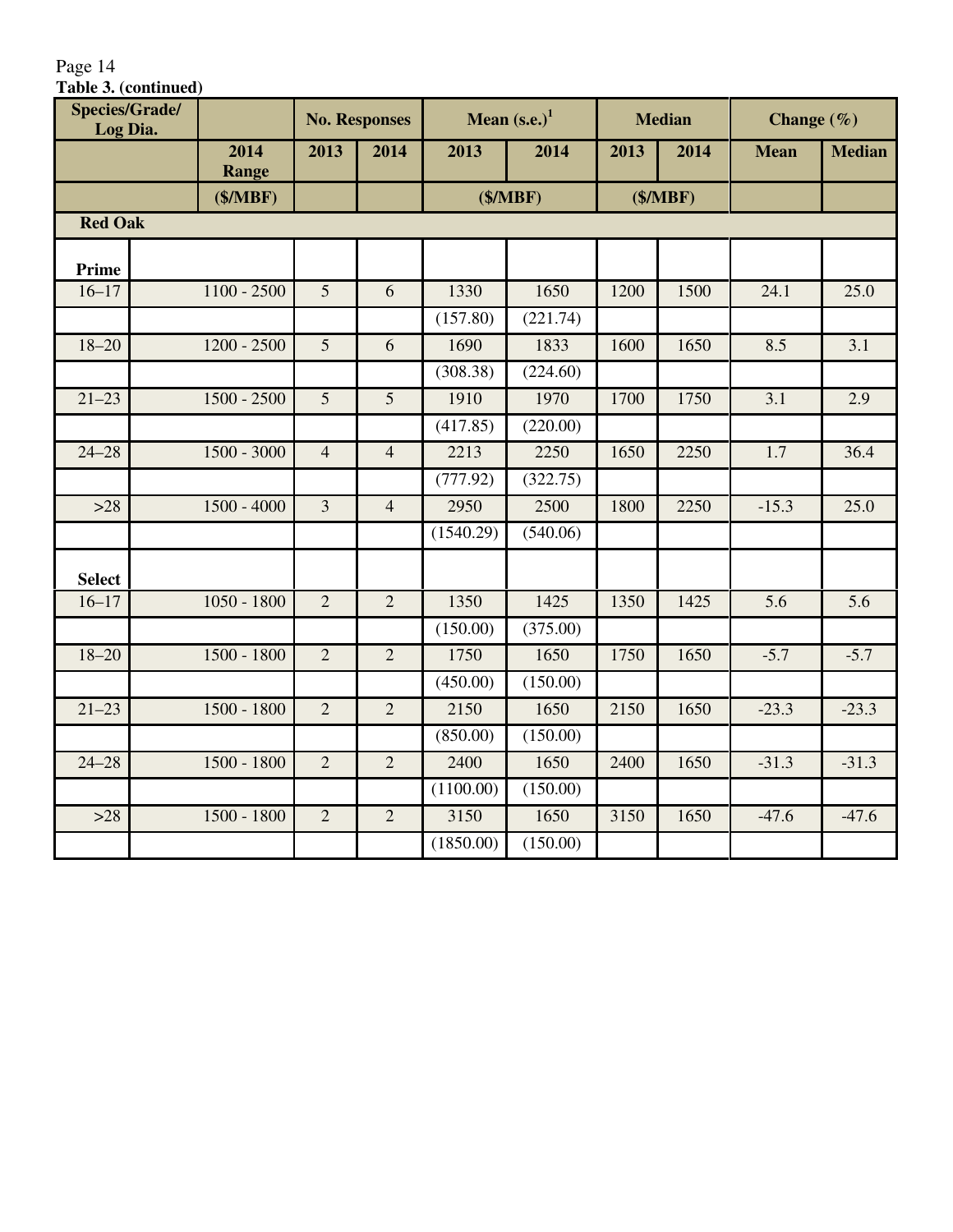Table 3. (continued)

| Species/Grade/ Log Dia. | | No. Responses | | Mean (s.e.)[1] | | Median | | Change (%) | |
|---|---|---|---|---|---|---|---|---|---|
| | 2014 Range | 2013 | 2014 | 2013 | 2014 | 2013 | 2014 | Mean | Median |
| | ($/MBF) | | | ($/MBF) | | ($/MBF) | | | |
| **Red Oak** | | | | | | | | | |
| **Prime** | | | | | | | | | |
| 16–17 | 1100 - 2500 | 5 | 6 | 1330 | 1650 | 1200 | 1500 | 24.1 | 25.0 |
| | | | | (157.80) | (221.74) | | | | |
| 18–20 | 1200 - 2500 | 5 | 6 | 1690 | 1833 | 1600 | 1650 | 8.5 | 3.1 |
| | | | | (308.38) | (224.60) | | | | |
| 21–23 | 1500 - 2500 | 5 | 5 | 1910 | 1970 | 1700 | 1750 | 3.1 | 2.9 |
| | | | | (417.85) | (220.00) | | | | |
| 24–28 | 1500 - 3000 | 4 | 4 | 2213 | 2250 | 1650 | 2250 | 1.7 | 36.4 |
| | | | | (777.92) | (322.75) | | | | |
| >28 | 1500 - 4000 | 3 | 4 | 2950 | 2500 | 1800 | 2250 | -15.3 | 25.0 |
| | | | | (1540.29) | (540.06) | | | | |
| **Select** | | | | | | | | | |
| 16–17 | 1050 - 1800 | 2 | 2 | 1350 | 1425 | 1350 | 1425 | 5.6 | 5.6 |
| | | | | (150.00) | (375.00) | | | | |
| 18–20 | 1500 - 1800 | 2 | 2 | 1750 | 1650 | 1750 | 1650 | -5.7 | -5.7 |
| | | | | (450.00) | (150.00) | | | | |
| 21–23 | 1500 - 1800 | 2 | 2 | 2150 | 1650 | 2150 | 1650 | -23.3 | -23.3 |
| | | | | (850.00) | (150.00) | | | | |
| 24–28 | 1500 - 1800 | 2 | 2 | 2400 | 1650 | 2400 | 1650 | -31.3 | -31.3 |
| | | | | (1100.00) | (150.00) | | | | |
| >28 | 1500 - 1800 | 2 | 2 | 3150 | 1650 | 3150 | 1650 | -47.6 | -47.6 |
| | | | | (1850.00) | (150.00) | | | | |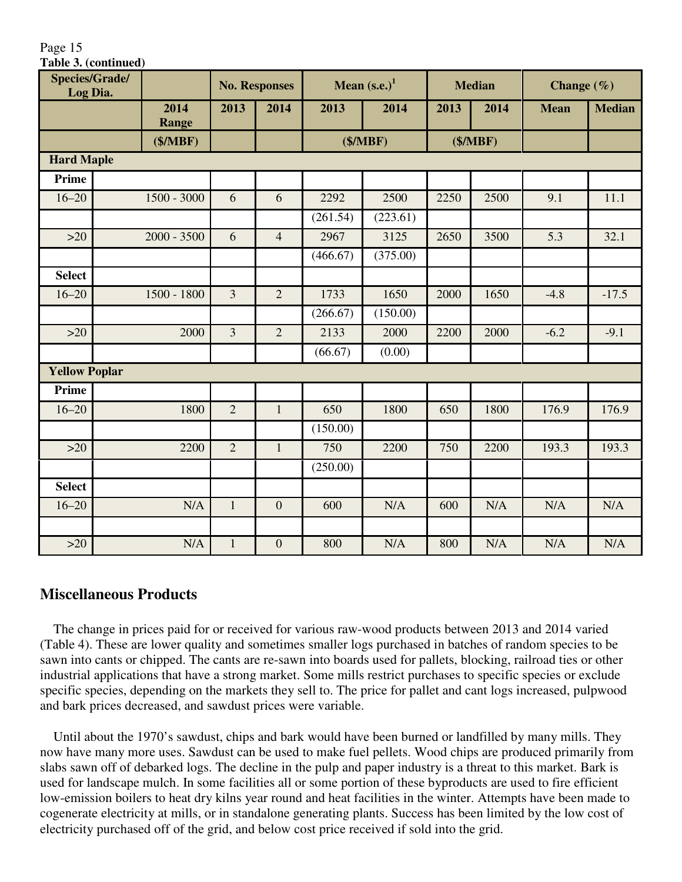**Table 3. (continued)**

| Species/Grade/ Log Dia. | | No. Responses | | Mean (s.e.)[1] | | Median | | Change (%) | |
|---|---|---|---|---|---|---|---|---|---|
| | 2014 Range | 2013 | 2014 | 2013 | 2014 | 2013 | 2014 | Mean | Median |
| | ($/MBF) | | | ($/MBF) | | ($/MBF) | | | |
| **Hard Maple** | | | | | | | | | |
| **Prime** | | | | | | | | | |
| 16–20 | 1500 - 3000 | 6 | 6 | 2292 | 2500 | 2250 | 2500 | 9.1 | 11.1 |
| | | | | (261.54) | (223.61) | | | | |
| >20 | 2000 - 3500 | 6 | 4 | 2967 | 3125 | 2650 | 3500 | 5.3 | 32.1 |
| | | | | (466.67) | (375.00) | | | | |
| **Select** | | | | | | | | | |
| 16–20 | 1500 - 1800 | 3 | 2 | 1733 | 1650 | 2000 | 1650 | -4.8 | -17.5 |
| | | | | (266.67) | (150.00) | | | | |
| >20 | 2000 | 3 | 2 | 2133 | 2000 | 2200 | 2000 | -6.2 | -9.1 |
| | | | | (66.67) | (0.00) | | | | |
| **Yellow Poplar** | | | | | | | | | |
| **Prime** | | | | | | | | | |
| 16–20 | 1800 | 2 | 1 | 650 | 1800 | 650 | 1800 | 176.9 | 176.9 |
| | | | | (150.00) | | | | | |
| >20 | 2200 | 2 | 1 | 750 | 2200 | 750 | 2200 | 193.3 | 193.3 |
| | | | | (250.00) | | | | | |
| **Select** | | | | | | | | | |
| 16–20 | N/A | 1 | 0 | 600 | N/A | 600 | N/A | N/A | N/A |
| | | | | | | | | | |
| >20 | N/A | 1 | 0 | 800 | N/A | 800 | N/A | N/A | N/A |

## Miscellaneous Products

The change in prices paid for or received for various raw-wood products between 2013 and 2014 varied (Table 4). These are lower quality and sometimes smaller logs purchased in batches of random species to be sawn into cants or chipped. The cants are re-sawn into boards used for pallets, blocking, railroad ties or other industrial applications that have a strong market. Some mills restrict purchases to specific species or exclude specific species, depending on the markets they sell to. The price for pallet and cant logs increased, pulpwood and bark prices decreased, and sawdust prices were variable.

Until about the 1970's sawdust, chips and bark would have been burned or landfilled by many mills. They now have many more uses. Sawdust can be used to make fuel pellets. Wood chips are produced primarily from slabs sawn off of debarked logs. The decline in the pulp and paper industry is a threat to this market. Bark is used for landscape mulch. In some facilities all or some portion of these byproducts are used to fire efficient low-emission boilers to heat dry kilns year round and heat facilities in the winter. Attempts have been made to cogenerate electricity at mills, or in standalone generating plants. Success has been limited by the low cost of electricity purchased off of the grid, and below cost price received if sold into the grid.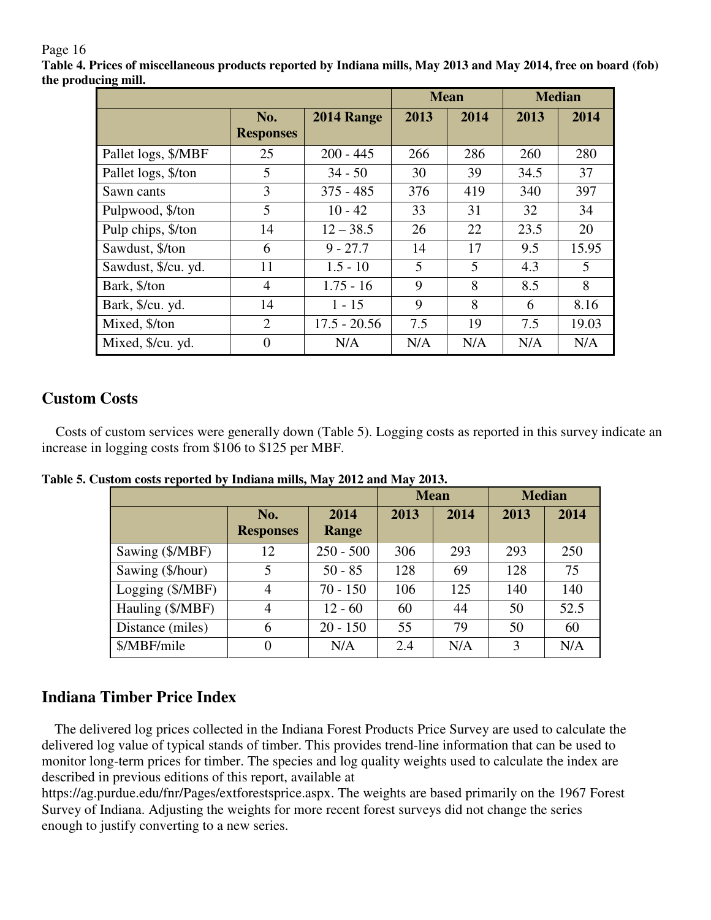**Table 4. Prices of miscellaneous products reported by Indiana mills, May 2013 and May 2014, free on board (fob) the producing mill.**

| | | | Mean | | Median | |
|---|---|---|---|---|---|---|
| | No. Responses | 2014 Range | 2013 | 2014 | 2013 | 2014 |
| Pallet logs, $/MBF | 25 | 200 - 445 | 266 | 286 | 260 | 280 |
| Pallet logs, $/ton | 5 | 34 - 50 | 30 | 39 | 34.5 | 37 |
| Sawn cants | 3 | 375 - 485 | 376 | 419 | 340 | 397 |
| Pulpwood, $/ton | 5 | 10 - 42 | 33 | 31 | 32 | 34 |
| Pulp chips, $/ton | 14 | 12 – 38.5 | 26 | 22 | 23.5 | 20 |
| Sawdust, $/ton | 6 | 9 - 27.7 | 14 | 17 | 9.5 | 15.95 |
| Sawdust, $/cu. yd. | 11 | 1.5 - 10 | 5 | 5 | 4.3 | 5 |
| Bark, $/ton | 4 | 1.75 - 16 | 9 | 8 | 8.5 | 8 |
| Bark, $/cu. yd. | 14 | 1 - 15 | 9 | 8 | 6 | 8.16 |
| Mixed, $/ton | 2 | 17.5 - 20.56 | 7.5 | 19 | 7.5 | 19.03 |
| Mixed, $/cu. yd. | 0 | N/A | N/A | N/A | N/A | N/A |

## Custom Costs

Costs of custom services were generally down (Table 5). Logging costs as reported in this survey indicate an increase in logging costs from $106 to $125 per MBF.

**Table 5. Custom costs reported by Indiana mills, May 2012 and May 2013.**

| | | | Mean | | Median | |
|---|---|---|---|---|---|---|
| | No. Responses | 2014 Range | 2013 | 2014 | 2013 | 2014 |
| Sawing ($/MBF) | 12 | 250 - 500 | 306 | 293 | 293 | 250 |
| Sawing ($/hour) | 5 | 50 - 85 | 128 | 69 | 128 | 75 |
| Logging ($/MBF) | 4 | 70 - 150 | 106 | 125 | 140 | 140 |
| Hauling ($/MBF) | 4 | 12 - 60 | 60 | 44 | 50 | 52.5 |
| Distance (miles) | 6 | 20 - 150 | 55 | 79 | 50 | 60 |
| $/MBF/mile | 0 | N/A | 2.4 | N/A | 3 | N/A |

## Indiana Timber Price Index

The delivered log prices collected in the Indiana Forest Products Price Survey are used to calculate the delivered log value of typical stands of timber. This provides trend-line information that can be used to monitor long-term prices for timber. The species and log quality weights used to calculate the index are described in previous editions of this report, available at https://ag.purdue.edu/fnr/Pages/extforestsprice.aspx. The weights are based primarily on the 1967 Forest Survey of Indiana. Adjusting the weights for more recent forest surveys did not change the series enough to justify converting to a new series.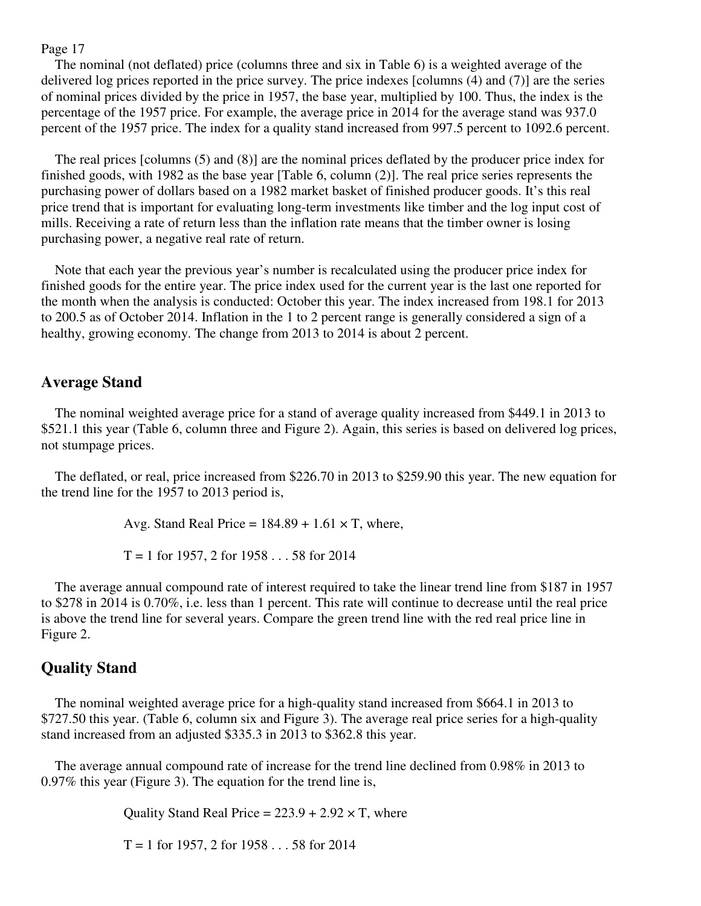The nominal (not deflated) price (columns three and six in Table 6) is a weighted average of the delivered log prices reported in the price survey. The price indexes [columns (4) and (7)] are the series of nominal prices divided by the price in 1957, the base year, multiplied by 100. Thus, the index is the percentage of the 1957 price. For example, the average price in 2014 for the average stand was 937.0 percent of the 1957 price. The index for a quality stand increased from 997.5 percent to 1092.6 percent.

The real prices [columns (5) and (8)] are the nominal prices deflated by the producer price index for finished goods, with 1982 as the base year [Table 6, column (2)]. The real price series represents the purchasing power of dollars based on a 1982 market basket of finished producer goods. It's this real price trend that is important for evaluating long-term investments like timber and the log input cost of mills. Receiving a rate of return less than the inflation rate means that the timber owner is losing purchasing power, a negative real rate of return.

Note that each year the previous year's number is recalculated using the producer price index for finished goods for the entire year. The price index used for the current year is the last one reported for the month when the analysis is conducted: October this year. The index increased from 198.1 for 2013 to 200.5 as of October 2014. Inflation in the 1 to 2 percent range is generally considered a sign of a healthy, growing economy. The change from 2013 to 2014 is about 2 percent.

## Average Stand

The nominal weighted average price for a stand of average quality increased from $449.1 in 2013 to $521.1 this year (Table 6, column three and Figure 2). Again, this series is based on delivered log prices, not stumpage prices.

The deflated, or real, price increased from $226.70 in 2013 to $259.90 this year. The new equation for the trend line for the 1957 to 2013 period is,

$$\text{Avg. Stand Real Price} = 184.89 + 1.61 \times T, \text{ where,}$$

$T = 1$ for 1957, 2 for 1958 . . . 58 for 2014

The average annual compound rate of interest required to take the linear trend line from $187 in 1957 to $278 in 2014 is 0.70%, i.e. less than 1 percent. This rate will continue to decrease until the real price is above the trend line for several years. Compare the green trend line with the red real price line in Figure 2.

## Quality Stand

The nominal weighted average price for a high-quality stand increased from $664.1 in 2013 to $727.50 this year. (Table 6, column six and Figure 3). The average real price series for a high-quality stand increased from an adjusted $335.3 in 2013 to $362.8 this year.

The average annual compound rate of increase for the trend line declined from 0.98% in 2013 to 0.97% this year (Figure 3). The equation for the trend line is,

$$\text{Quality Stand Real Price} = 223.9 + 2.92 \times T, \text{ where}$$

$T = 1$ for 1957, 2 for 1958 . . . 58 for 2014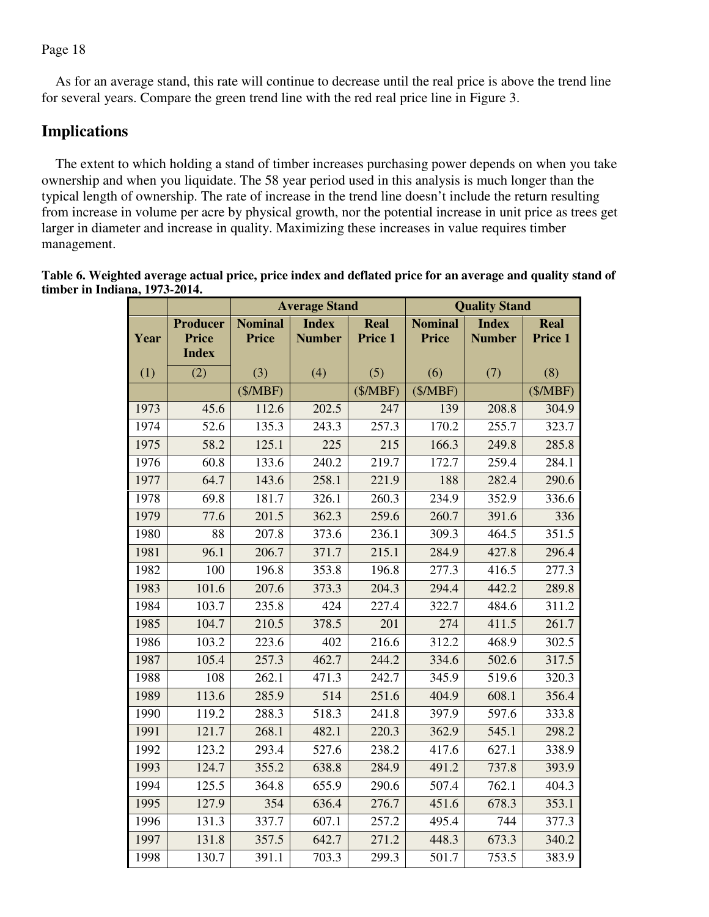As for an average stand, this rate will continue to decrease until the real price is above the trend line for several years. Compare the green trend line with the red real price line in Figure 3.

## Implications

The extent to which holding a stand of timber increases purchasing power depends on when you take ownership and when you liquidate. The 58 year period used in this analysis is much longer than the typical length of ownership. The rate of increase in the trend line doesn't include the return resulting from increase in volume per acre by physical growth, nor the potential increase in unit price as trees get larger in diameter and increase in quality. Maximizing these increases in value requires timber management.

**Table 6. Weighted average actual price, price index and deflated price for an average and quality stand of timber in Indiana, 1973-2014.**

| | | Average Stand | | | Quality Stand | | |
|---|---|---|---|---|---|---|---|
| Year | Producer Price Index | Nominal Price | Index Number | Real Price 1 | Nominal Price | Index Number | Real Price 1 |
| (1) | (2) | (3) | (4) | (5) | (6) | (7) | (8) |
| | | ($/MBF) | | ($/MBF) | ($/MBF) | | ($/MBF) |
| 1973 | 45.6 | 112.6 | 202.5 | 247 | 139 | 208.8 | 304.9 |
| 1974 | 52.6 | 135.3 | 243.3 | 257.3 | 170.2 | 255.7 | 323.7 |
| 1975 | 58.2 | 125.1 | 225 | 215 | 166.3 | 249.8 | 285.8 |
| 1976 | 60.8 | 133.6 | 240.2 | 219.7 | 172.7 | 259.4 | 284.1 |
| 1977 | 64.7 | 143.6 | 258.1 | 221.9 | 188 | 282.4 | 290.6 |
| 1978 | 69.8 | 181.7 | 326.1 | 260.3 | 234.9 | 352.9 | 336.6 |
| 1979 | 77.6 | 201.5 | 362.3 | 259.6 | 260.7 | 391.6 | 336 |
| 1980 | 88 | 207.8 | 373.6 | 236.1 | 309.3 | 464.5 | 351.5 |
| 1981 | 96.1 | 206.7 | 371.7 | 215.1 | 284.9 | 427.8 | 296.4 |
| 1982 | 100 | 196.8 | 353.8 | 196.8 | 277.3 | 416.5 | 277.3 |
| 1983 | 101.6 | 207.6 | 373.3 | 204.3 | 294.4 | 442.2 | 289.8 |
| 1984 | 103.7 | 235.8 | 424 | 227.4 | 322.7 | 484.6 | 311.2 |
| 1985 | 104.7 | 210.5 | 378.5 | 201 | 274 | 411.5 | 261.7 |
| 1986 | 103.2 | 223.6 | 402 | 216.6 | 312.2 | 468.9 | 302.5 |
| 1987 | 105.4 | 257.3 | 462.7 | 244.2 | 334.6 | 502.6 | 317.5 |
| 1988 | 108 | 262.1 | 471.3 | 242.7 | 345.9 | 519.6 | 320.3 |
| 1989 | 113.6 | 285.9 | 514 | 251.6 | 404.9 | 608.1 | 356.4 |
| 1990 | 119.2 | 288.3 | 518.3 | 241.8 | 397.9 | 597.6 | 333.8 |
| 1991 | 121.7 | 268.1 | 482.1 | 220.3 | 362.9 | 545.1 | 298.2 |
| 1992 | 123.2 | 293.4 | 527.6 | 238.2 | 417.6 | 627.1 | 338.9 |
| 1993 | 124.7 | 355.2 | 638.8 | 284.9 | 491.2 | 737.8 | 393.9 |
| 1994 | 125.5 | 364.8 | 655.9 | 290.6 | 507.4 | 762.1 | 404.3 |
| 1995 | 127.9 | 354 | 636.4 | 276.7 | 451.6 | 678.3 | 353.1 |
| 1996 | 131.3 | 337.7 | 607.1 | 257.2 | 495.4 | 744 | 377.3 |
| 1997 | 131.8 | 357.5 | 642.7 | 271.2 | 448.3 | 673.3 | 340.2 |
| 1998 | 130.7 | 391.1 | 703.3 | 299.3 | 501.7 | 753.5 | 383.9 |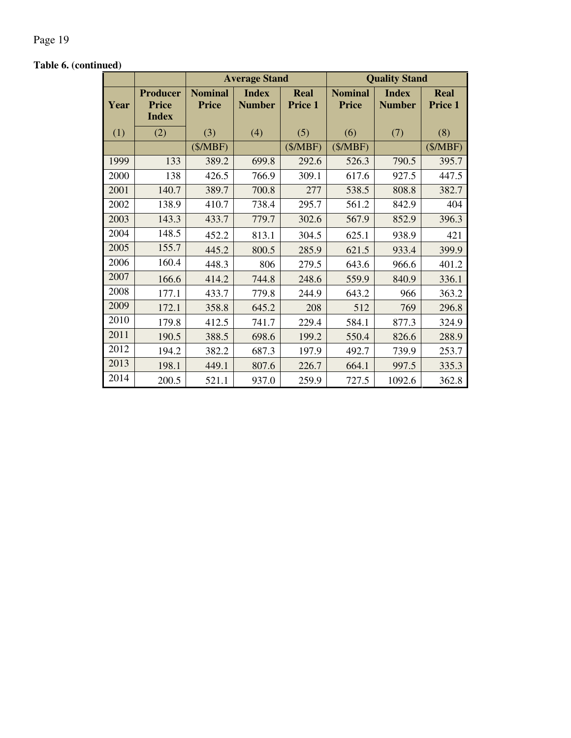**Table 6. (continued)**

| | | Average Stand | | | Quality Stand | | |
|---|---|---|---|---|---|---|---|
| Year | Producer Price Index | Nominal Price | Index Number | Real Price 1 | Nominal Price | Index Number | Real Price 1 |
| (1) | (2) | (3) | (4) | (5) | (6) | (7) | (8) |
| | | ($/MBF) | | ($/MBF) | ($/MBF) | | ($/MBF) |
| 1999 | 133 | 389.2 | 699.8 | 292.6 | 526.3 | 790.5 | 395.7 |
| 2000 | 138 | 426.5 | 766.9 | 309.1 | 617.6 | 927.5 | 447.5 |
| 2001 | 140.7 | 389.7 | 700.8 | 277 | 538.5 | 808.8 | 382.7 |
| 2002 | 138.9 | 410.7 | 738.4 | 295.7 | 561.2 | 842.9 | 404 |
| 2003 | 143.3 | 433.7 | 779.7 | 302.6 | 567.9 | 852.9 | 396.3 |
| 2004 | 148.5 | 452.2 | 813.1 | 304.5 | 625.1 | 938.9 | 421 |
| 2005 | 155.7 | 445.2 | 800.5 | 285.9 | 621.5 | 933.4 | 399.9 |
| 2006 | 160.4 | 448.3 | 806 | 279.5 | 643.6 | 966.6 | 401.2 |
| 2007 | 166.6 | 414.2 | 744.8 | 248.6 | 559.9 | 840.9 | 336.1 |
| 2008 | 177.1 | 433.7 | 779.8 | 244.9 | 643.2 | 966 | 363.2 |
| 2009 | 172.1 | 358.8 | 645.2 | 208 | 512 | 769 | 296.8 |
| 2010 | 179.8 | 412.5 | 741.7 | 229.4 | 584.1 | 877.3 | 324.9 |
| 2011 | 190.5 | 388.5 | 698.6 | 199.2 | 550.4 | 826.6 | 288.9 |
| 2012 | 194.2 | 382.2 | 687.3 | 197.9 | 492.7 | 739.9 | 253.7 |
| 2013 | 198.1 | 449.1 | 807.6 | 226.7 | 664.1 | 997.5 | 335.3 |
| 2014 | 200.5 | 521.1 | 937.0 | 259.9 | 727.5 | 1092.6 | 362.8 |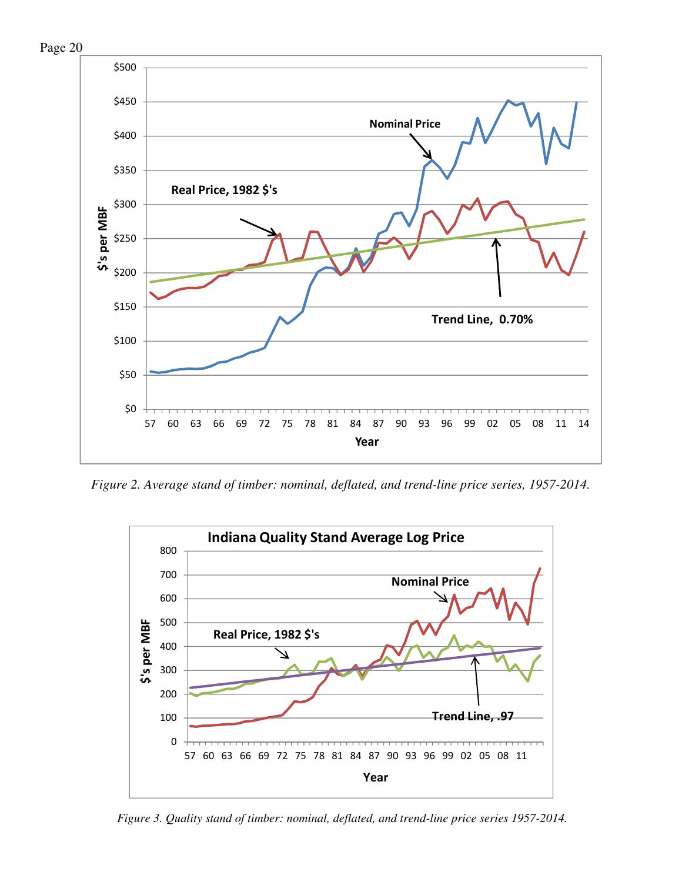$500
$450
$400
$350
$300
$250
$200
$150
$100
$50
$0

$'s per MBF

Nominal Price

Real Price, 1982 $'s

Trend Line, 0.70%

57 60 63 66 69 72 75 78 81 84 87 90 93 96 99 02 05 08 11 14

Year

*Figure 2. Average stand of timber: nominal, deflated, and trend-line price series, 1957-2014.*

Indiana Quality Stand Average Log Price

800
700
600
500
400
300
200
100
0

$'s per MBF

Nominal Price

Real Price, 1982 $'s

Trend Line, .97

57 60 63 66 69 72 75 78 81 84 87 90 93 96 99 02 05 08 11

Year

*Figure 3. Quality stand of timber: nominal, deflated, and trend-line price series 1957-2014.*